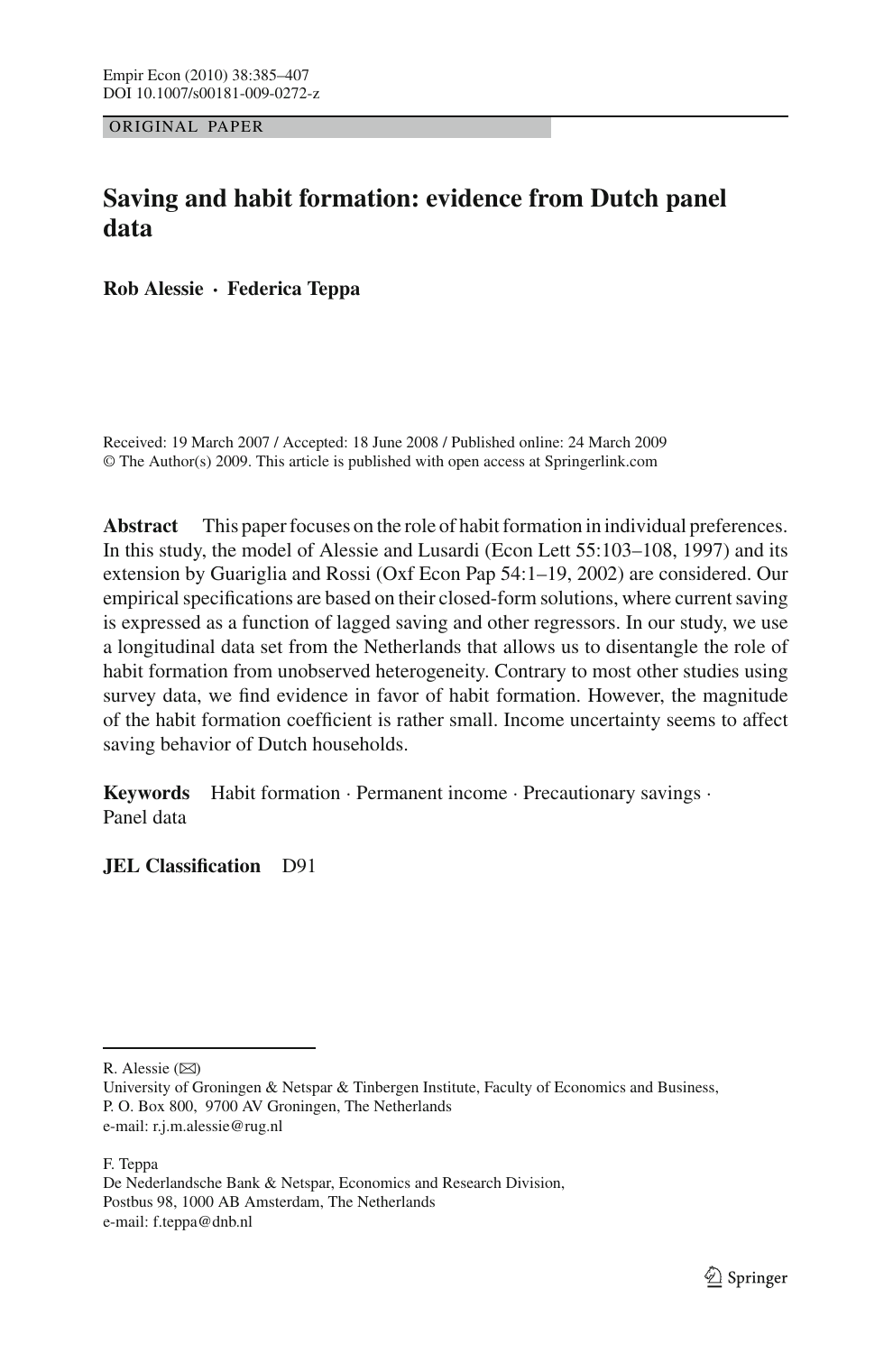ORIGINAL PAPER

# Saving and habit formation: evidence from Dutch panel data

**Rob Alessie · Federica Teppa**

Received: 19 March 2007 / Accepted: 18 June 2008 / Published online: 24 March 2009
© The Author(s) 2009. This article is published with open access at Springerlink.com

**Abstract** This paper focuses on the role of habit formation in individual preferences. In this study, the model of Alessie and Lusardi (Econ Lett 55:103–108, 1997) and its extension by Guariglia and Rossi (Oxf Econ Pap 54:1–19, 2002) are considered. Our empirical specifications are based on their closed-form solutions, where current saving is expressed as a function of lagged saving and other regressors. In our study, we use a longitudinal data set from the Netherlands that allows us to disentangle the role of habit formation from unobserved heterogeneity. Contrary to most other studies using survey data, we find evidence in favor of habit formation. However, the magnitude of the habit formation coefficient is rather small. Income uncertainty seems to affect saving behavior of Dutch households.

**Keywords** Habit formation · Permanent income · Precautionary savings · Panel data

**JEL Classification** D91

---

R. Alessie (✉)
University of Groningen & Netspar & Tinbergen Institute, Faculty of Economics and Business, P. O. Box 800, 9700 AV Groningen, The Netherlands
e-mail: r.j.m.alessie@rug.nl

F. Teppa
De Nederlandsche Bank & Netspar, Economics and Research Division, Postbus 98, 1000 AB Amsterdam, The Netherlands
e-mail: f.teppa@dnb.nl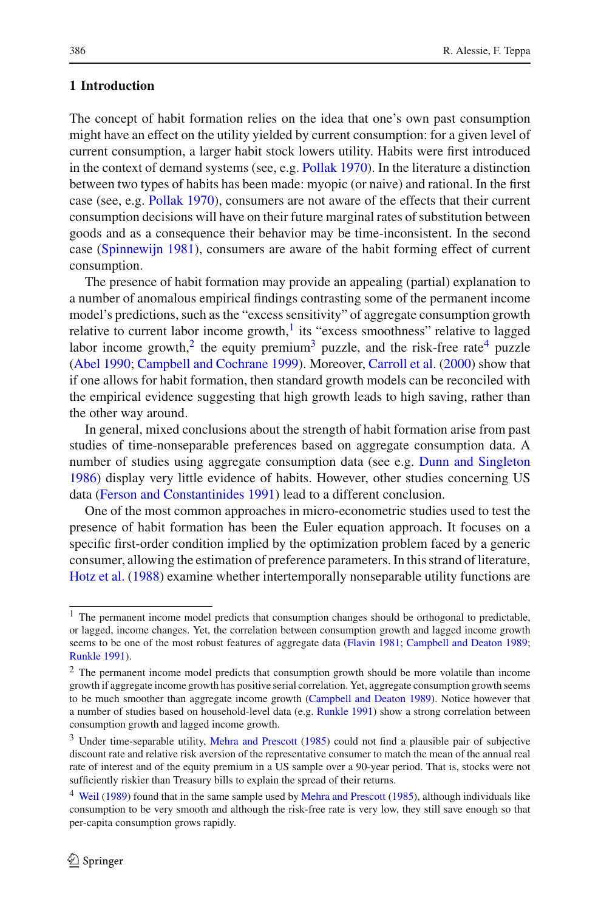## 1 Introduction

The concept of habit formation relies on the idea that one's own past consumption might have an effect on the utility yielded by current consumption: for a given level of current consumption, a larger habit stock lowers utility. Habits were first introduced in the context of demand systems (see, e.g. Pollak 1970). In the literature a distinction between two types of habits has been made: myopic (or naive) and rational. In the first case (see, e.g. Pollak 1970), consumers are not aware of the effects that their current consumption decisions will have on their future marginal rates of substitution between goods and as a consequence their behavior may be time-inconsistent. In the second case (Spinnewijn 1981), consumers are aware of the habit forming effect of current consumption.

The presence of habit formation may provide an appealing (partial) explanation to a number of anomalous empirical findings contrasting some of the permanent income model's predictions, such as the "excess sensitivity" of aggregate consumption growth relative to current labor income growth,[1] its "excess smoothness" relative to lagged labor income growth,[2] the equity premium[3] puzzle, and the risk-free rate[4] puzzle (Abel 1990; Campbell and Cochrane 1999). Moreover, Carroll et al. (2000) show that if one allows for habit formation, then standard growth models can be reconciled with the empirical evidence suggesting that high growth leads to high saving, rather than the other way around.

In general, mixed conclusions about the strength of habit formation arise from past studies of time-nonseparable preferences based on aggregate consumption data. A number of studies using aggregate consumption data (see e.g. Dunn and Singleton 1986) display very little evidence of habits. However, other studies concerning US data (Ferson and Constantinides 1991) lead to a different conclusion.

One of the most common approaches in micro-econometric studies used to test the presence of habit formation has been the Euler equation approach. It focuses on a specific first-order condition implied by the optimization problem faced by a generic consumer, allowing the estimation of preference parameters. In this strand of literature, Hotz et al. (1988) examine whether intertemporally nonseparable utility functions are

---

[1] The permanent income model predicts that consumption changes should be orthogonal to predictable, or lagged, income changes. Yet, the correlation between consumption growth and lagged income growth seems to be one of the most robust features of aggregate data (Flavin 1981; Campbell and Deaton 1989; Runkle 1991).

[2] The permanent income model predicts that consumption growth should be more volatile than income growth if aggregate income growth has positive serial correlation. Yet, aggregate consumption growth seems to be much smoother than aggregate income growth (Campbell and Deaton 1989). Notice however that a number of studies based on household-level data (e.g. Runkle 1991) show a strong correlation between consumption growth and lagged income growth.

[3] Under time-separable utility, Mehra and Prescott (1985) could not find a plausible pair of subjective discount rate and relative risk aversion of the representative consumer to match the mean of the annual real rate of interest and of the equity premium in a US sample over a 90-year period. That is, stocks were not sufficiently riskier than Treasury bills to explain the spread of their returns.

[4] Weil (1989) found that in the same sample used by Mehra and Prescott (1985), although individuals like consumption to be very smooth and although the risk-free rate is very low, they still save enough so that per-capita consumption grows rapidly.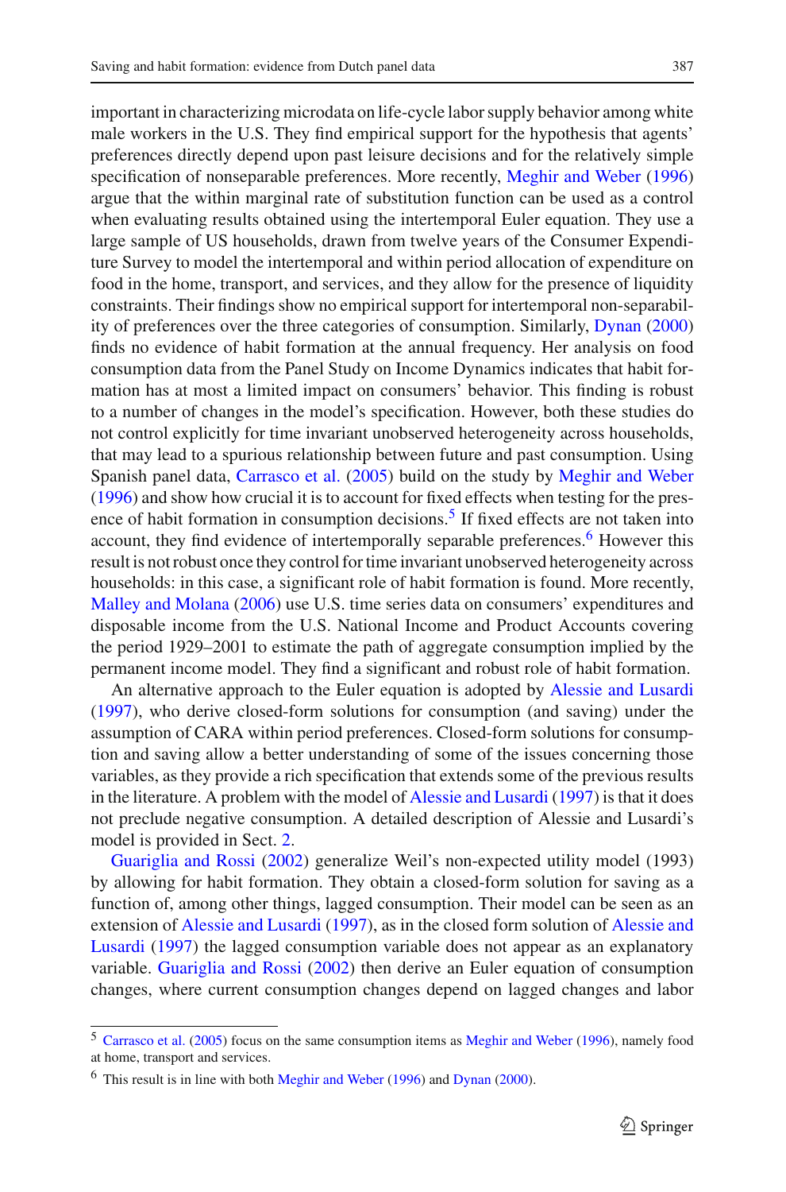important in characterizing microdata on life-cycle labor supply behavior among white male workers in the U.S. They find empirical support for the hypothesis that agents' preferences directly depend upon past leisure decisions and for the relatively simple specification of nonseparable preferences. More recently, Meghir and Weber (1996) argue that the within marginal rate of substitution function can be used as a control when evaluating results obtained using the intertemporal Euler equation. They use a large sample of US households, drawn from twelve years of the Consumer Expenditure Survey to model the intertemporal and within period allocation of expenditure on food in the home, transport, and services, and they allow for the presence of liquidity constraints. Their findings show no empirical support for intertemporal non-separability of preferences over the three categories of consumption. Similarly, Dynan (2000) finds no evidence of habit formation at the annual frequency. Her analysis on food consumption data from the Panel Study on Income Dynamics indicates that habit formation has at most a limited impact on consumers' behavior. This finding is robust to a number of changes in the model's specification. However, both these studies do not control explicitly for time invariant unobserved heterogeneity across households, that may lead to a spurious relationship between future and past consumption. Using Spanish panel data, Carrasco et al. (2005) build on the study by Meghir and Weber (1996) and show how crucial it is to account for fixed effects when testing for the presence of habit formation in consumption decisions.[5] If fixed effects are not taken into account, they find evidence of intertemporally separable preferences.[6] However this result is not robust once they control for time invariant unobserved heterogeneity across households: in this case, a significant role of habit formation is found. More recently, Malley and Molana (2006) use U.S. time series data on consumers' expenditures and disposable income from the U.S. National Income and Product Accounts covering the period 1929–2001 to estimate the path of aggregate consumption implied by the permanent income model. They find a significant and robust role of habit formation.

An alternative approach to the Euler equation is adopted by Alessie and Lusardi (1997), who derive closed-form solutions for consumption (and saving) under the assumption of CARA within period preferences. Closed-form solutions for consumption and saving allow a better understanding of some of the issues concerning those variables, as they provide a rich specification that extends some of the previous results in the literature. A problem with the model of Alessie and Lusardi (1997) is that it does not preclude negative consumption. A detailed description of Alessie and Lusardi's model is provided in Sect. 2.

Guariglia and Rossi (2002) generalize Weil's non-expected utility model (1993) by allowing for habit formation. They obtain a closed-form solution for saving as a function of, among other things, lagged consumption. Their model can be seen as an extension of Alessie and Lusardi (1997), as in the closed form solution of Alessie and Lusardi (1997) the lagged consumption variable does not appear as an explanatory variable. Guariglia and Rossi (2002) then derive an Euler equation of consumption changes, where current consumption changes depend on lagged changes and labor

[5] Carrasco et al. (2005) focus on the same consumption items as Meghir and Weber (1996), namely food at home, transport and services.

[6] This result is in line with both Meghir and Weber (1996) and Dynan (2000).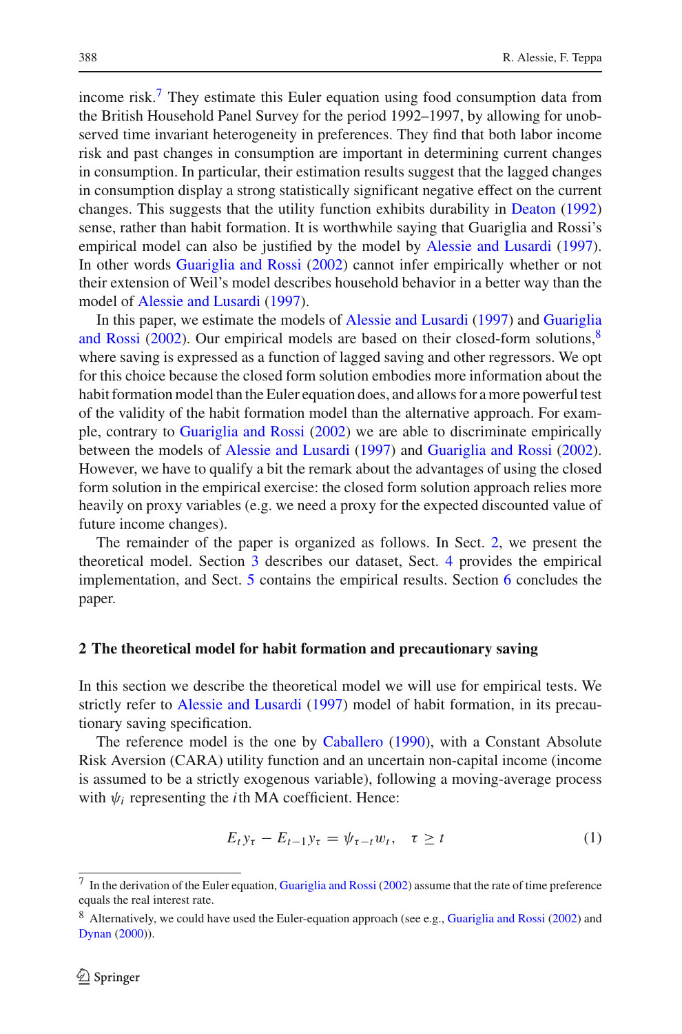income risk.[7] They estimate this Euler equation using food consumption data from the British Household Panel Survey for the period 1992–1997, by allowing for unobserved time invariant heterogeneity in preferences. They find that both labor income risk and past changes in consumption are important in determining current changes in consumption. In particular, their estimation results suggest that the lagged changes in consumption display a strong statistically significant negative effect on the current changes. This suggests that the utility function exhibits durability in Deaton (1992) sense, rather than habit formation. It is worthwhile saying that Guariglia and Rossi's empirical model can also be justified by the model by Alessie and Lusardi (1997). In other words Guariglia and Rossi (2002) cannot infer empirically whether or not their extension of Weil's model describes household behavior in a better way than the model of Alessie and Lusardi (1997).

In this paper, we estimate the models of Alessie and Lusardi (1997) and Guariglia and Rossi (2002). Our empirical models are based on their closed-form solutions,[8] where saving is expressed as a function of lagged saving and other regressors. We opt for this choice because the closed form solution embodies more information about the habit formation model than the Euler equation does, and allows for a more powerful test of the validity of the habit formation model than the alternative approach. For example, contrary to Guariglia and Rossi (2002) we are able to discriminate empirically between the models of Alessie and Lusardi (1997) and Guariglia and Rossi (2002). However, we have to qualify a bit the remark about the advantages of using the closed form solution in the empirical exercise: the closed form solution approach relies more heavily on proxy variables (e.g. we need a proxy for the expected discounted value of future income changes).

The remainder of the paper is organized as follows. In Sect. 2, we present the theoretical model. Section 3 describes our dataset, Sect. 4 provides the empirical implementation, and Sect. 5 contains the empirical results. Section 6 concludes the paper.

## 2 The theoretical model for habit formation and precautionary saving

In this section we describe the theoretical model we will use for empirical tests. We strictly refer to Alessie and Lusardi (1997) model of habit formation, in its precautionary saving specification.

The reference model is the one by Caballero (1990), with a Constant Absolute Risk Aversion (CARA) utility function and an uncertain non-capital income (income is assumed to be a strictly exogenous variable), following a moving-average process with $\psi_i$ representing the $i$th MA coefficient. Hence:

$$E_t y_\tau - E_{t-1} y_\tau = \psi_{\tau-t} w_t, \quad \tau \geq t \tag{1}$$

[7] In the derivation of the Euler equation, Guariglia and Rossi (2002) assume that the rate of time preference equals the real interest rate.

[8] Alternatively, we could have used the Euler-equation approach (see e.g., Guariglia and Rossi (2002) and Dynan (2000)).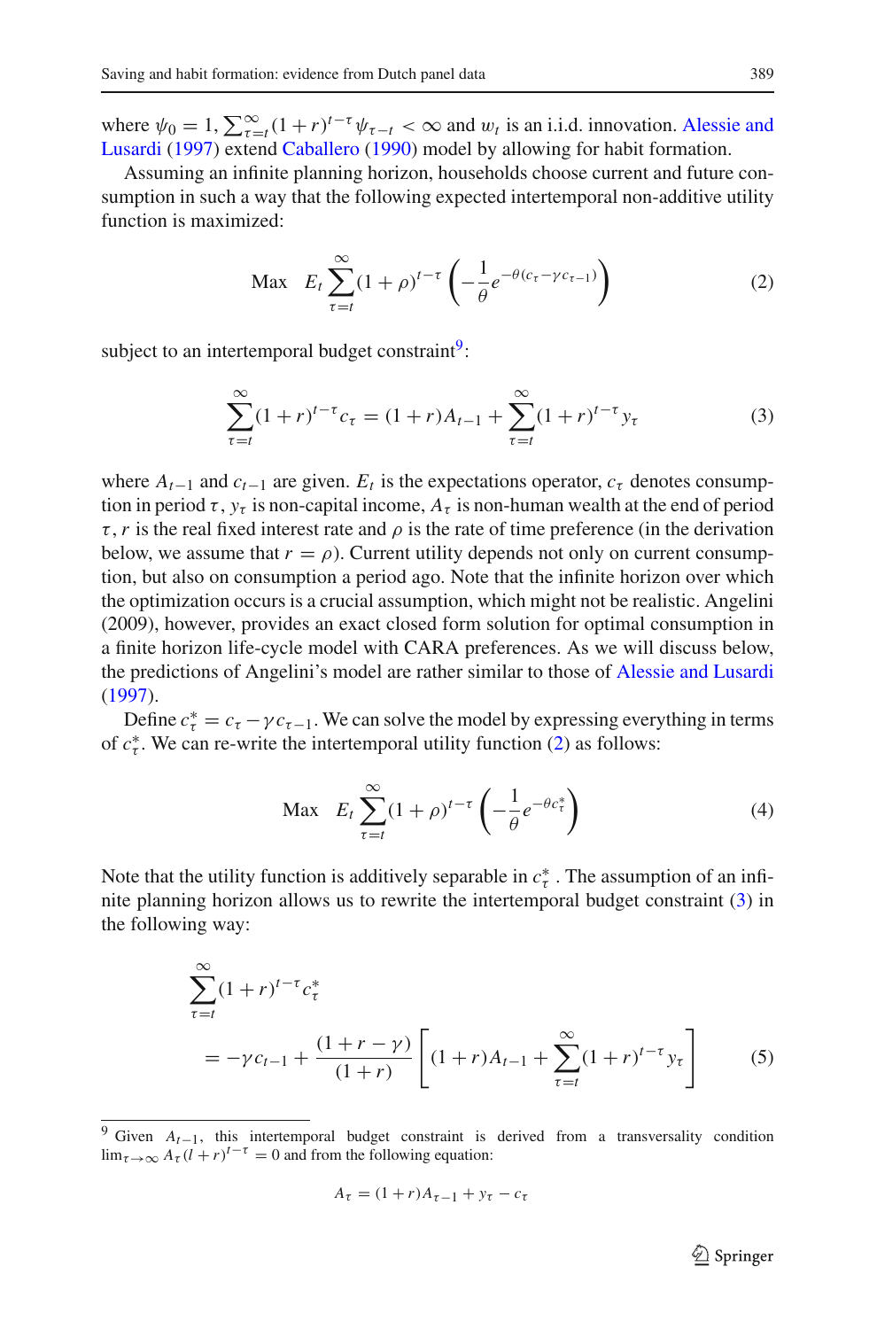where $\psi_0 = 1, \sum_{\tau=t}^{\infty}(1+r)^{t-\tau}\psi_{\tau-t} < \infty$ and $w_t$ is an i.i.d. innovation. Alessie and Lusardi (1997) extend Caballero (1990) model by allowing for habit formation.

Assuming an infinite planning horizon, households choose current and future consumption in such a way that the following expected intertemporal non-additive utility function is maximized:

$$\text{Max} \quad E_t \sum_{\tau=t}^{\infty}(1+\rho)^{t-\tau}\left(-\frac{1}{\theta}e^{-\theta(c_\tau - \gamma c_{\tau-1})}\right) \tag{2}$$

subject to an intertemporal budget constraint[9]:

$$\sum_{\tau=t}^{\infty}(1+r)^{t-\tau}c_\tau = (1+r)A_{t-1} + \sum_{\tau=t}^{\infty}(1+r)^{t-\tau}y_\tau \tag{3}$$

where $A_{t-1}$ and $c_{t-1}$ are given. $E_t$ is the expectations operator, $c_\tau$ denotes consumption in period $\tau$, $y_\tau$ is non-capital income, $A_\tau$ is non-human wealth at the end of period $\tau$, $r$ is the real fixed interest rate and $\rho$ is the rate of time preference (in the derivation below, we assume that $r = \rho$). Current utility depends not only on current consumption, but also on consumption a period ago. Note that the infinite horizon over which the optimization occurs is a crucial assumption, which might not be realistic. Angelini (2009), however, provides an exact closed form solution for optimal consumption in a finite horizon life-cycle model with CARA preferences. As we will discuss below, the predictions of Angelini's model are rather similar to those of Alessie and Lusardi (1997).

Define $c_\tau^* = c_\tau - \gamma c_{\tau-1}$. We can solve the model by expressing everything in terms of $c_\tau^*$. We can re-write the intertemporal utility function (2) as follows:

$$\text{Max} \quad E_t \sum_{\tau=t}^{\infty}(1+\rho)^{t-\tau}\left(-\frac{1}{\theta}e^{-\theta c_\tau^*}\right) \tag{4}$$

Note that the utility function is additively separable in $c_\tau^*$. The assumption of an infinite planning horizon allows us to rewrite the intertemporal budget constraint (3) in the following way:

$$\sum_{\tau=t}^{\infty}(1+r)^{t-\tau}c_\tau^* = -\gamma c_{t-1} + \frac{(1+r-\gamma)}{(1+r)}\left[(1+r)A_{t-1} + \sum_{\tau=t}^{\infty}(1+r)^{t-\tau}y_\tau\right] \tag{5}$$

---

[9] Given $A_{t-1}$, this intertemporal budget constraint is derived from a transversality condition $\lim_{\tau\to\infty} A_\tau(l+r)^{t-\tau} = 0$ and from the following equation:

$$A_\tau = (1+r)A_{\tau-1} + y_\tau - c_\tau$$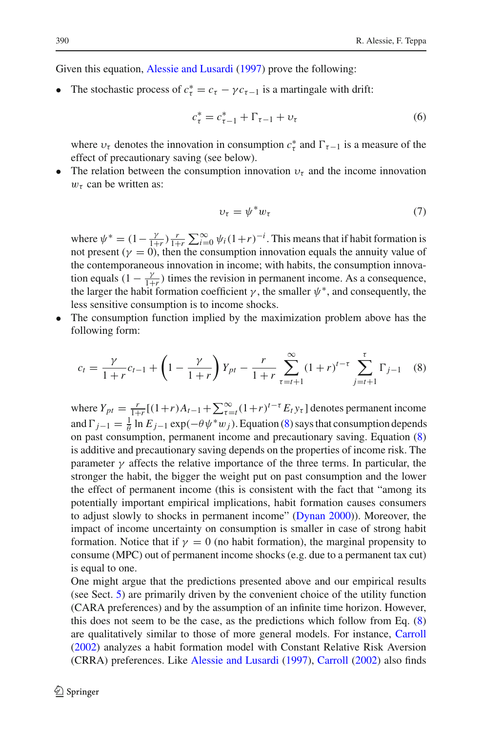Given this equation, Alessie and Lusardi (1997) prove the following:

- The stochastic process of $c_\tau^* = c_\tau - \gamma c_{\tau-1}$ is a martingale with drift:

$$c_\tau^* = c_{\tau-1}^* + \Gamma_{\tau-1} + \upsilon_\tau \tag{6}$$

  where $\upsilon_\tau$ denotes the innovation in consumption $c_\tau^*$ and $\Gamma_{\tau-1}$ is a measure of the effect of precautionary saving (see below).

- The relation between the consumption innovation $\upsilon_\tau$ and the income innovation $w_\tau$ can be written as:

$$\upsilon_\tau = \psi^* w_\tau \tag{7}$$

  where $\psi^* = (1 - \frac{\gamma}{1+r}) \frac{r}{1+r} \sum_{i=0}^{\infty} \psi_i (1+r)^{-i}$. This means that if habit formation is not present ($\gamma = 0$), then the consumption innovation equals the annuity value of the contemporaneous innovation in income; with habits, the consumption innovation equals $(1 - \frac{\gamma}{1+r})$ times the revision in permanent income. As a consequence, the larger the habit formation coefficient $\gamma$, the smaller $\psi^*$, and consequently, the less sensitive consumption is to income shocks.

- The consumption function implied by the maximization problem above has the following form:

$$c_t = \frac{\gamma}{1+r} c_{t-1} + \left(1 - \frac{\gamma}{1+r}\right) Y_{pt} - \frac{r}{1+r} \sum_{\tau=t+1}^{\infty} (1+r)^{t-\tau} \sum_{j=t+1}^{\tau} \Gamma_{j-1} \tag{8}$$

  where $Y_{pt} = \frac{r}{1+r}[(1+r)A_{t-1} + \sum_{\tau=t}^{\infty}(1+r)^{t-\tau} E_t y_\tau]$ denotes permanent income and $\Gamma_{j-1} = \frac{1}{\theta} \ln E_{j-1} \exp(-\theta \psi^* w_j)$. Equation (8) says that consumption depends on past consumption, permanent income and precautionary saving. Equation (8) is additive and precautionary saving depends on the properties of income risk. The parameter $\gamma$ affects the relative importance of the three terms. In particular, the stronger the habit, the bigger the weight put on past consumption and the lower the effect of permanent income (this is consistent with the fact that "among its potentially important empirical implications, habit formation causes consumers to adjust slowly to shocks in permanent income" (Dynan 2000)). Moreover, the impact of income uncertainty on consumption is smaller in case of strong habit formation. Notice that if $\gamma = 0$ (no habit formation), the marginal propensity to consume (MPC) out of permanent income shocks (e.g. due to a permanent tax cut) is equal to one.

  One might argue that the predictions presented above and our empirical results (see Sect. 5) are primarily driven by the convenient choice of the utility function (CARA preferences) and by the assumption of an infinite time horizon. However, this does not seem to be the case, as the predictions which follow from Eq. (8) are qualitatively similar to those of more general models. For instance, Carroll (2002) analyzes a habit formation model with Constant Relative Risk Aversion (CRRA) preferences. Like Alessie and Lusardi (1997), Carroll (2002) also finds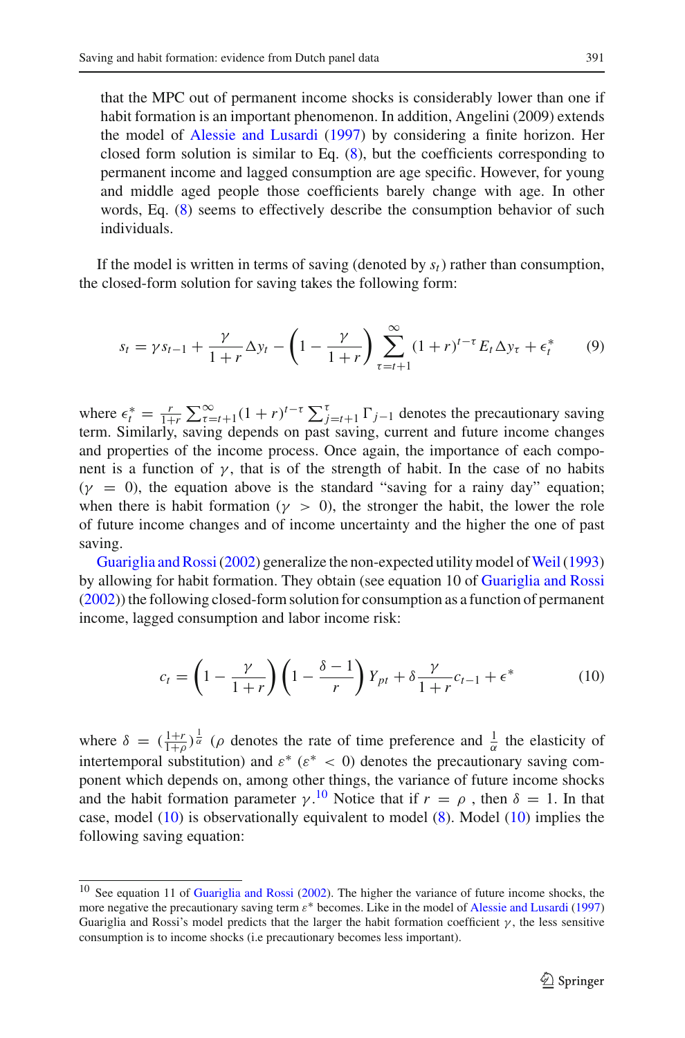that the MPC out of permanent income shocks is considerably lower than one if habit formation is an important phenomenon. In addition, Angelini (2009) extends the model of Alessie and Lusardi (1997) by considering a finite horizon. Her closed form solution is similar to Eq. (8), but the coefficients corresponding to permanent income and lagged consumption are age specific. However, for young and middle aged people those coefficients barely change with age. In other words, Eq. (8) seems to effectively describe the consumption behavior of such individuals.

If the model is written in terms of saving (denoted by $s_t$) rather than consumption, the closed-form solution for saving takes the following form:

$$s_t = \gamma s_{t-1} + \frac{\gamma}{1+r}\Delta y_t - \left(1 - \frac{\gamma}{1+r}\right)\sum_{\tau=t+1}^{\infty}(1+r)^{t-\tau}E_t\Delta y_\tau + \epsilon_t^* \tag{9}$$

where $\epsilon_t^* = \frac{r}{1+r}\sum_{\tau=t+1}^{\infty}(1+r)^{t-\tau}\sum_{j=t+1}^{\tau}\Gamma_{j-1}$ denotes the precautionary saving term. Similarly, saving depends on past saving, current and future income changes and properties of the income process. Once again, the importance of each component is a function of $\gamma$, that is of the strength of habit. In the case of no habits ($\gamma = 0$), the equation above is the standard "saving for a rainy day" equation; when there is habit formation ($\gamma > 0$), the stronger the habit, the lower the role of future income changes and of income uncertainty and the higher the one of past saving.

Guariglia and Rossi (2002) generalize the non-expected utility model of Weil (1993) by allowing for habit formation. They obtain (see equation 10 of Guariglia and Rossi (2002)) the following closed-form solution for consumption as a function of permanent income, lagged consumption and labor income risk:

$$c_t = \left(1 - \frac{\gamma}{1+r}\right)\left(1 - \frac{\delta - 1}{r}\right)Y_{pt} + \delta\frac{\gamma}{1+r}c_{t-1} + \epsilon^* \tag{10}$$

where $\delta = (\frac{1+r}{1+\rho})^{\frac{1}{\alpha}}$ ($\rho$ denotes the rate of time preference and $\frac{1}{\alpha}$ the elasticity of intertemporal substitution) and $\varepsilon^*$ ($\varepsilon^* < 0$) denotes the precautionary saving component which depends on, among other things, the variance of future income shocks and the habit formation parameter $\gamma$.[10] Notice that if $r = \rho$, then $\delta = 1$. In that case, model (10) is observationally equivalent to model (8). Model (10) implies the following saving equation:

[10] See equation 11 of Guariglia and Rossi (2002). The higher the variance of future income shocks, the more negative the precautionary saving term $\varepsilon^*$ becomes. Like in the model of Alessie and Lusardi (1997) Guariglia and Rossi's model predicts that the larger the habit formation coefficient $\gamma$, the less sensitive consumption is to income shocks (i.e precautionary becomes less important).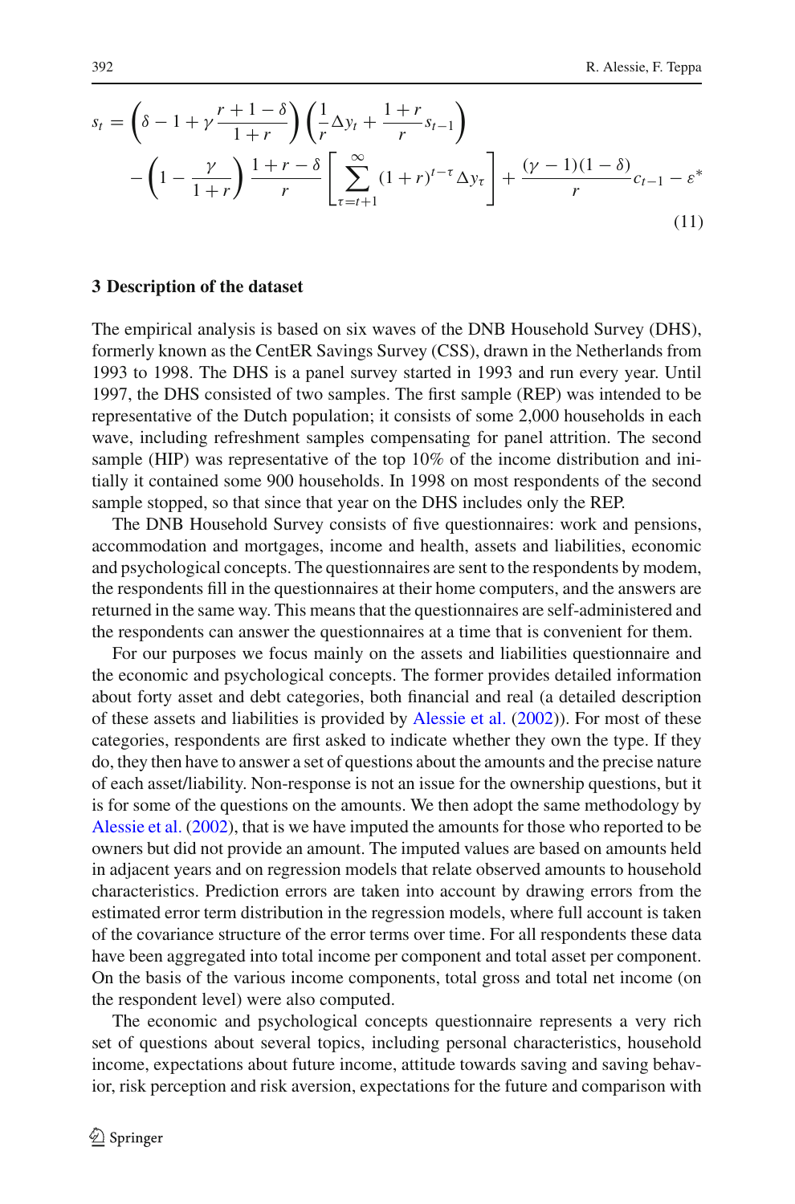$$s_t = \left(\delta - 1 + \gamma \frac{r+1-\delta}{1+r}\right)\left(\frac{1}{r}\Delta y_t + \frac{1+r}{r}s_{t-1}\right) - \left(1 - \frac{\gamma}{1+r}\right)\frac{1+r-\delta}{r}\left[\sum_{\tau=t+1}^{\infty}(1+r)^{t-\tau}\Delta y_\tau\right] + \frac{(\gamma-1)(1-\delta)}{r}c_{t-1} - \varepsilon^* \tag{11}$$

## 3 Description of the dataset

The empirical analysis is based on six waves of the DNB Household Survey (DHS), formerly known as the CentER Savings Survey (CSS), drawn in the Netherlands from 1993 to 1998. The DHS is a panel survey started in 1993 and run every year. Until 1997, the DHS consisted of two samples. The first sample (REP) was intended to be representative of the Dutch population; it consists of some 2,000 households in each wave, including refreshment samples compensating for panel attrition. The second sample (HIP) was representative of the top 10% of the income distribution and initially it contained some 900 households. In 1998 on most respondents of the second sample stopped, so that since that year on the DHS includes only the REP.

The DNB Household Survey consists of five questionnaires: work and pensions, accommodation and mortgages, income and health, assets and liabilities, economic and psychological concepts. The questionnaires are sent to the respondents by modem, the respondents fill in the questionnaires at their home computers, and the answers are returned in the same way. This means that the questionnaires are self-administered and the respondents can answer the questionnaires at a time that is convenient for them.

For our purposes we focus mainly on the assets and liabilities questionnaire and the economic and psychological concepts. The former provides detailed information about forty asset and debt categories, both financial and real (a detailed description of these assets and liabilities is provided by Alessie et al. (2002)). For most of these categories, respondents are first asked to indicate whether they own the type. If they do, they then have to answer a set of questions about the amounts and the precise nature of each asset/liability. Non-response is not an issue for the ownership questions, but it is for some of the questions on the amounts. We then adopt the same methodology by Alessie et al. (2002), that is we have imputed the amounts for those who reported to be owners but did not provide an amount. The imputed values are based on amounts held in adjacent years and on regression models that relate observed amounts to household characteristics. Prediction errors are taken into account by drawing errors from the estimated error term distribution in the regression models, where full account is taken of the covariance structure of the error terms over time. For all respondents these data have been aggregated into total income per component and total asset per component. On the basis of the various income components, total gross and total net income (on the respondent level) were also computed.

The economic and psychological concepts questionnaire represents a very rich set of questions about several topics, including personal characteristics, household income, expectations about future income, attitude towards saving and saving behavior, risk perception and risk aversion, expectations for the future and comparison with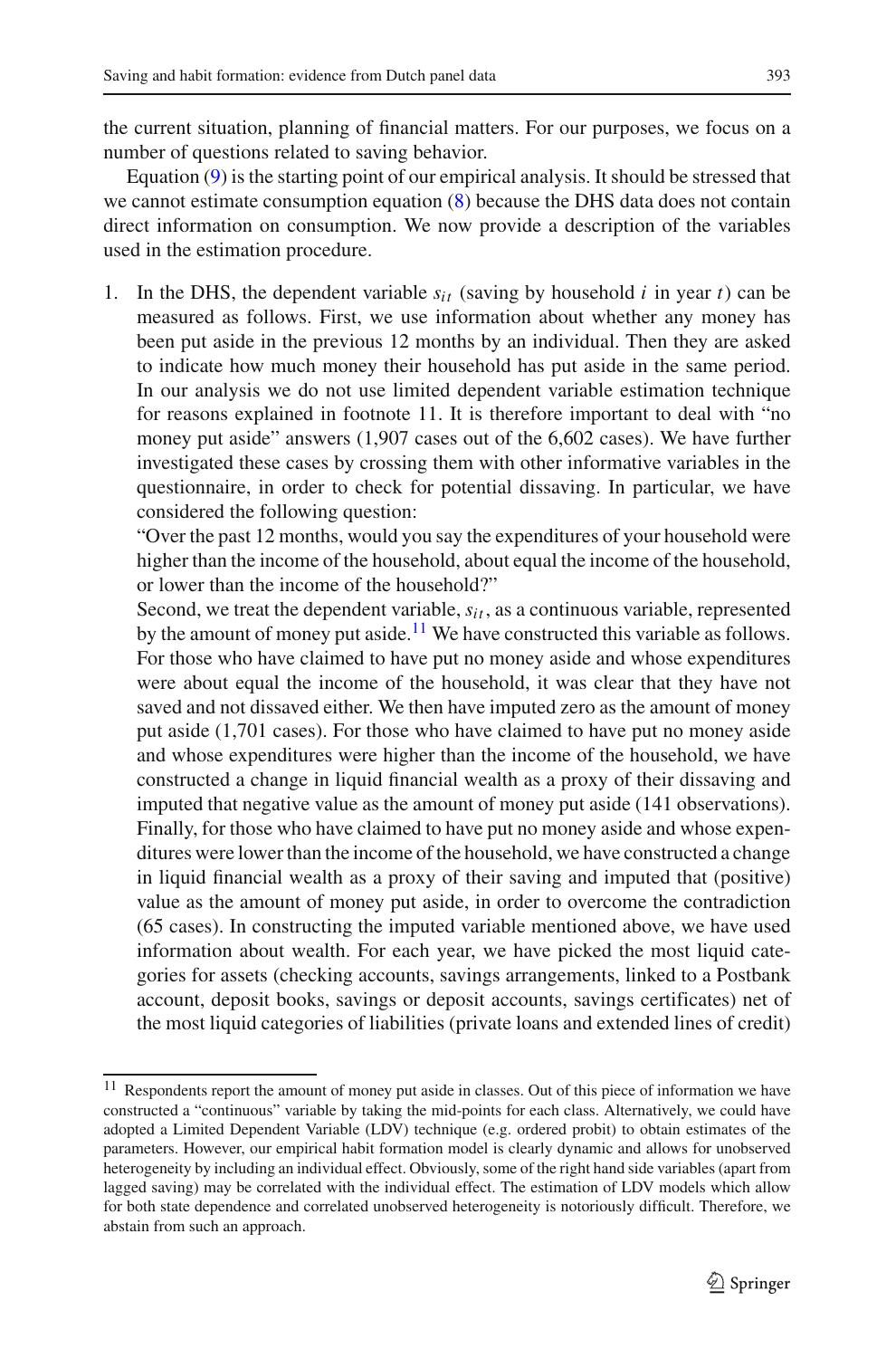the current situation, planning of financial matters. For our purposes, we focus on a number of questions related to saving behavior.

Equation (9) is the starting point of our empirical analysis. It should be stressed that we cannot estimate consumption equation (8) because the DHS data does not contain direct information on consumption. We now provide a description of the variables used in the estimation procedure.

1. In the DHS, the dependent variable $s_{it}$ (saving by household $i$ in year $t$) can be measured as follows. First, we use information about whether any money has been put aside in the previous 12 months by an individual. Then they are asked to indicate how much money their household has put aside in the same period. In our analysis we do not use limited dependent variable estimation technique for reasons explained in footnote 11. It is therefore important to deal with "no money put aside" answers (1,907 cases out of the 6,602 cases). We have further investigated these cases by crossing them with other informative variables in the questionnaire, in order to check for potential dissaving. In particular, we have considered the following question:
   "Over the past 12 months, would you say the expenditures of your household were higher than the income of the household, about equal the income of the household, or lower than the income of the household?"
   Second, we treat the dependent variable, $s_{it}$, as a continuous variable, represented by the amount of money put aside.[11] We have constructed this variable as follows. For those who have claimed to have put no money aside and whose expenditures were about equal the income of the household, it was clear that they have not saved and not dissaved either. We then have imputed zero as the amount of money put aside (1,701 cases). For those who have claimed to have put no money aside and whose expenditures were higher than the income of the household, we have constructed a change in liquid financial wealth as a proxy of their dissaving and imputed that negative value as the amount of money put aside (141 observations). Finally, for those who have claimed to have put no money aside and whose expenditures were lower than the income of the household, we have constructed a change in liquid financial wealth as a proxy of their saving and imputed that (positive) value as the amount of money put aside, in order to overcome the contradiction (65 cases). In constructing the imputed variable mentioned above, we have used information about wealth. For each year, we have picked the most liquid categories for assets (checking accounts, savings arrangements, linked to a Postbank account, deposit books, savings or deposit accounts, savings certificates) net of the most liquid categories of liabilities (private loans and extended lines of credit)

[11] Respondents report the amount of money put aside in classes. Out of this piece of information we have constructed a "continuous" variable by taking the mid-points for each class. Alternatively, we could have adopted a Limited Dependent Variable (LDV) technique (e.g. ordered probit) to obtain estimates of the parameters. However, our empirical habit formation model is clearly dynamic and allows for unobserved heterogeneity by including an individual effect. Obviously, some of the right hand side variables (apart from lagged saving) may be correlated with the individual effect. The estimation of LDV models which allow for both state dependence and correlated unobserved heterogeneity is notoriously difficult. Therefore, we abstain from such an approach.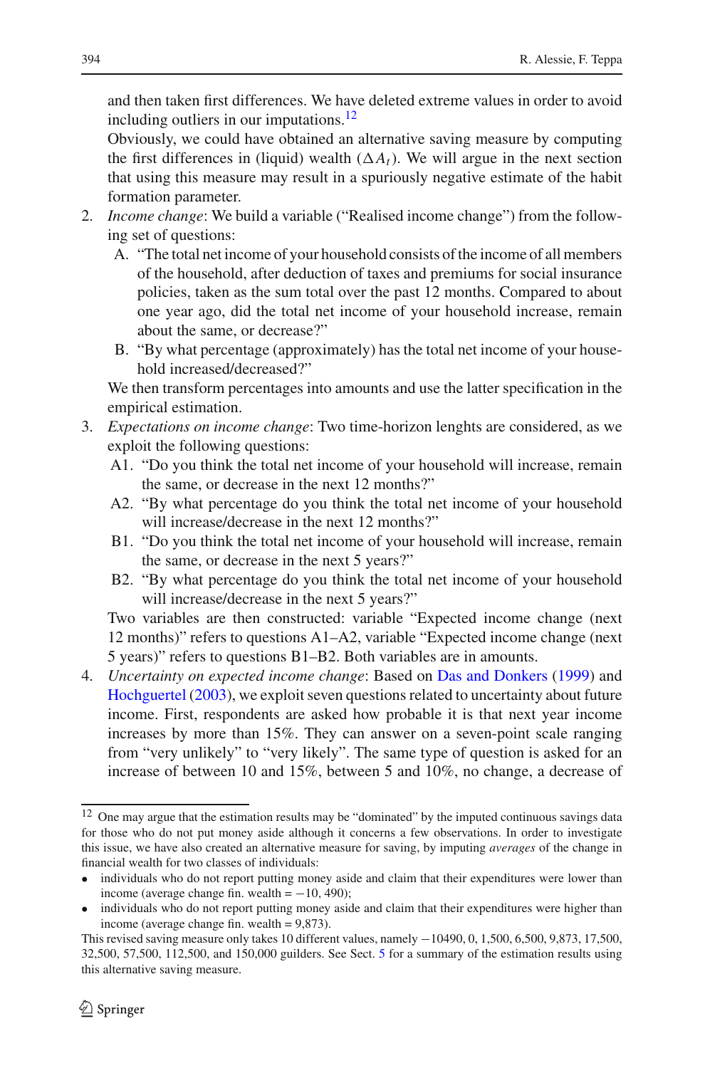and then taken first differences. We have deleted extreme values in order to avoid including outliers in our imputations.[12]

Obviously, we could have obtained an alternative saving measure by computing the first differences in (liquid) wealth ($\Delta A_t$). We will argue in the next section that using this measure may result in a spuriously negative estimate of the habit formation parameter.

2. *Income change*: We build a variable ("Realised income change") from the following set of questions:
   - A. "The total net income of your household consists of the income of all members of the household, after deduction of taxes and premiums for social insurance policies, taken as the sum total over the past 12 months. Compared to about one year ago, did the total net income of your household increase, remain about the same, or decrease?"
   - B. "By what percentage (approximately) has the total net income of your household increased/decreased?"

   We then transform percentages into amounts and use the latter specification in the empirical estimation.
3. *Expectations on income change*: Two time-horizon lenghts are considered, as we exploit the following questions:
   - A1. "Do you think the total net income of your household will increase, remain the same, or decrease in the next 12 months?"
   - A2. "By what percentage do you think the total net income of your household will increase/decrease in the next 12 months?"
   - B1. "Do you think the total net income of your household will increase, remain the same, or decrease in the next 5 years?"
   - B2. "By what percentage do you think the total net income of your household will increase/decrease in the next 5 years?"

   Two variables are then constructed: variable "Expected income change (next 12 months)" refers to questions A1–A2, variable "Expected income change (next 5 years)" refers to questions B1–B2. Both variables are in amounts.
4. *Uncertainty on expected income change*: Based on Das and Donkers (1999) and Hochguertel (2003), we exploit seven questions related to uncertainty about future income. First, respondents are asked how probable it is that next year income increases by more than 15%. They can answer on a seven-point scale ranging from "very unlikely" to "very likely". The same type of question is asked for an increase of between 10 and 15%, between 5 and 10%, no change, a decrease of

---

[12] One may argue that the estimation results may be "dominated" by the imputed continuous savings data for those who do not put money aside although it concerns a few observations. In order to investigate this issue, we have also created an alternative measure for saving, by imputing *averages* of the change in financial wealth for two classes of individuals:

- individuals who do not report putting money aside and claim that their expenditures were lower than income (average change fin. wealth = −10, 490);
- individuals who do not report putting money aside and claim that their expenditures were higher than income (average change fin. wealth = 9,873).

This revised saving measure only takes 10 different values, namely −10490, 0, 1,500, 6,500, 9,873, 17,500, 32,500, 57,500, 112,500, and 150,000 guilders. See Sect. 5 for a summary of the estimation results using this alternative saving measure.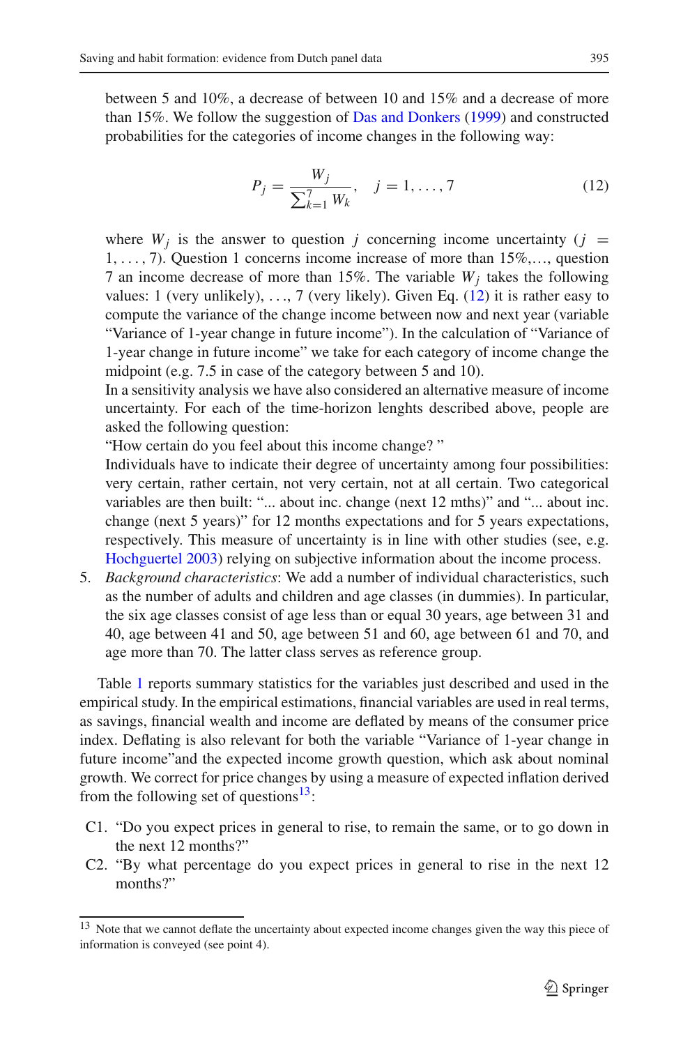between 5 and 10%, a decrease of between 10 and 15% and a decrease of more than 15%. We follow the suggestion of Das and Donkers (1999) and constructed probabilities for the categories of income changes in the following way:

$$P_j = \frac{W_j}{\sum_{k=1}^{7} W_k}, \quad j = 1, \ldots, 7 \tag{12}$$

where $W_j$ is the answer to question $j$ concerning income uncertainty ($j = 1, \ldots, 7$). Question 1 concerns income increase of more than 15%,..., question 7 an income decrease of more than 15%. The variable $W_j$ takes the following values: 1 (very unlikely), ..., 7 (very likely). Given Eq. (12) it is rather easy to compute the variance of the change income between now and next year (variable "Variance of 1-year change in future income"). In the calculation of "Variance of 1-year change in future income" we take for each category of income change the midpoint (e.g. 7.5 in case of the category between 5 and 10).

In a sensitivity analysis we have also considered an alternative measure of income uncertainty. For each of the time-horizon lenghts described above, people are asked the following question:

"How certain do you feel about this income change? "

Individuals have to indicate their degree of uncertainty among four possibilities: very certain, rather certain, not very certain, not at all certain. Two categorical variables are then built: "... about inc. change (next 12 mths)" and "... about inc. change (next 5 years)" for 12 months expectations and for 5 years expectations, respectively. This measure of uncertainty is in line with other studies (see, e.g. Hochguertel 2003) relying on subjective information about the income process.

5. *Background characteristics*: We add a number of individual characteristics, such as the number of adults and children and age classes (in dummies). In particular, the six age classes consist of age less than or equal 30 years, age between 31 and 40, age between 41 and 50, age between 51 and 60, age between 61 and 70, and age more than 70. The latter class serves as reference group.

Table 1 reports summary statistics for the variables just described and used in the empirical study. In the empirical estimations, financial variables are used in real terms, as savings, financial wealth and income are deflated by means of the consumer price index. Deflating is also relevant for both the variable "Variance of 1-year change in future income"and the expected income growth question, which ask about nominal growth. We correct for price changes by using a measure of expected inflation derived from the following set of questions[13]:

C1. "Do you expect prices in general to rise, to remain the same, or to go down in the next 12 months?"

C2. "By what percentage do you expect prices in general to rise in the next 12 months?"

[13] Note that we cannot deflate the uncertainty about expected income changes given the way this piece of information is conveyed (see point 4).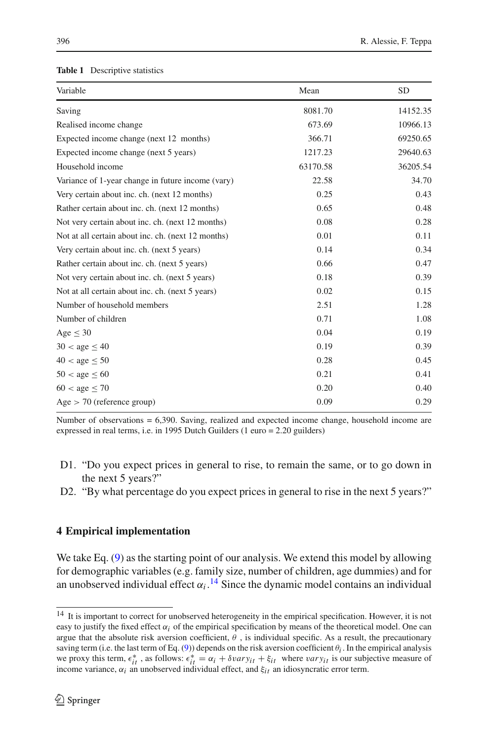**Table 1** Descriptive statistics

| Variable | Mean | SD |
|---|---|---|
| Saving | 8081.70 | 14152.35 |
| Realised income change | 673.69 | 10966.13 |
| Expected income change (next 12 months) | 366.71 | 69250.65 |
| Expected income change (next 5 years) | 1217.23 | 29640.63 |
| Household income | 63170.58 | 36205.54 |
| Variance of 1-year change in future income (vary) | 22.58 | 34.70 |
| Very certain about inc. ch. (next 12 months) | 0.25 | 0.43 |
| Rather certain about inc. ch. (next 12 months) | 0.65 | 0.48 |
| Not very certain about inc. ch. (next 12 months) | 0.08 | 0.28 |
| Not at all certain about inc. ch. (next 12 months) | 0.01 | 0.11 |
| Very certain about inc. ch. (next 5 years) | 0.14 | 0.34 |
| Rather certain about inc. ch. (next 5 years) | 0.66 | 0.47 |
| Not very certain about inc. ch. (next 5 years) | 0.18 | 0.39 |
| Not at all certain about inc. ch. (next 5 years) | 0.02 | 0.15 |
| Number of household members | 2.51 | 1.28 |
| Number of children | 0.71 | 1.08 |
| Age $\leq 30$ | 0.04 | 0.19 |
| $30 <$ age $\leq 40$ | 0.19 | 0.39 |
| $40 <$ age $\leq 50$ | 0.28 | 0.45 |
| $50 <$ age $\leq 60$ | 0.21 | 0.41 |
| $60 <$ age $\leq 70$ | 0.20 | 0.40 |
| Age $> 70$ (reference group) | 0.09 | 0.29 |

Number of observations = 6,390. Saving, realized and expected income change, household income are expressed in real terms, i.e. in 1995 Dutch Guilders (1 euro = 2.20 guilders)

D1. "Do you expect prices in general to rise, to remain the same, or to go down in the next 5 years?"

D2. "By what percentage do you expect prices in general to rise in the next 5 years?"

## 4 Empirical implementation

We take Eq. (9) as the starting point of our analysis. We extend this model by allowing for demographic variables (e.g. family size, number of children, age dummies) and for an unobserved individual effect $\alpha_i$.[14] Since the dynamic model contains an individual

[14] It is important to correct for unobserved heterogeneity in the empirical specification. However, it is not easy to justify the fixed effect $\alpha_i$ of the empirical specification by means of the theoretical model. One can argue that the absolute risk aversion coefficient, $\theta$, is individual specific. As a result, the precautionary saving term (i.e. the last term of Eq. (9)) depends on the risk aversion coefficient $\theta_i$. In the empirical analysis we proxy this term, $\epsilon_{it}^*$, as follows: $\epsilon_{it}^* = \alpha_i + \delta vary_{it} + \xi_{it}$ where $vary_{it}$ is our subjective measure of income variance, $\alpha_i$ an unobserved individual effect, and $\xi_{it}$ an idiosyncratic error term.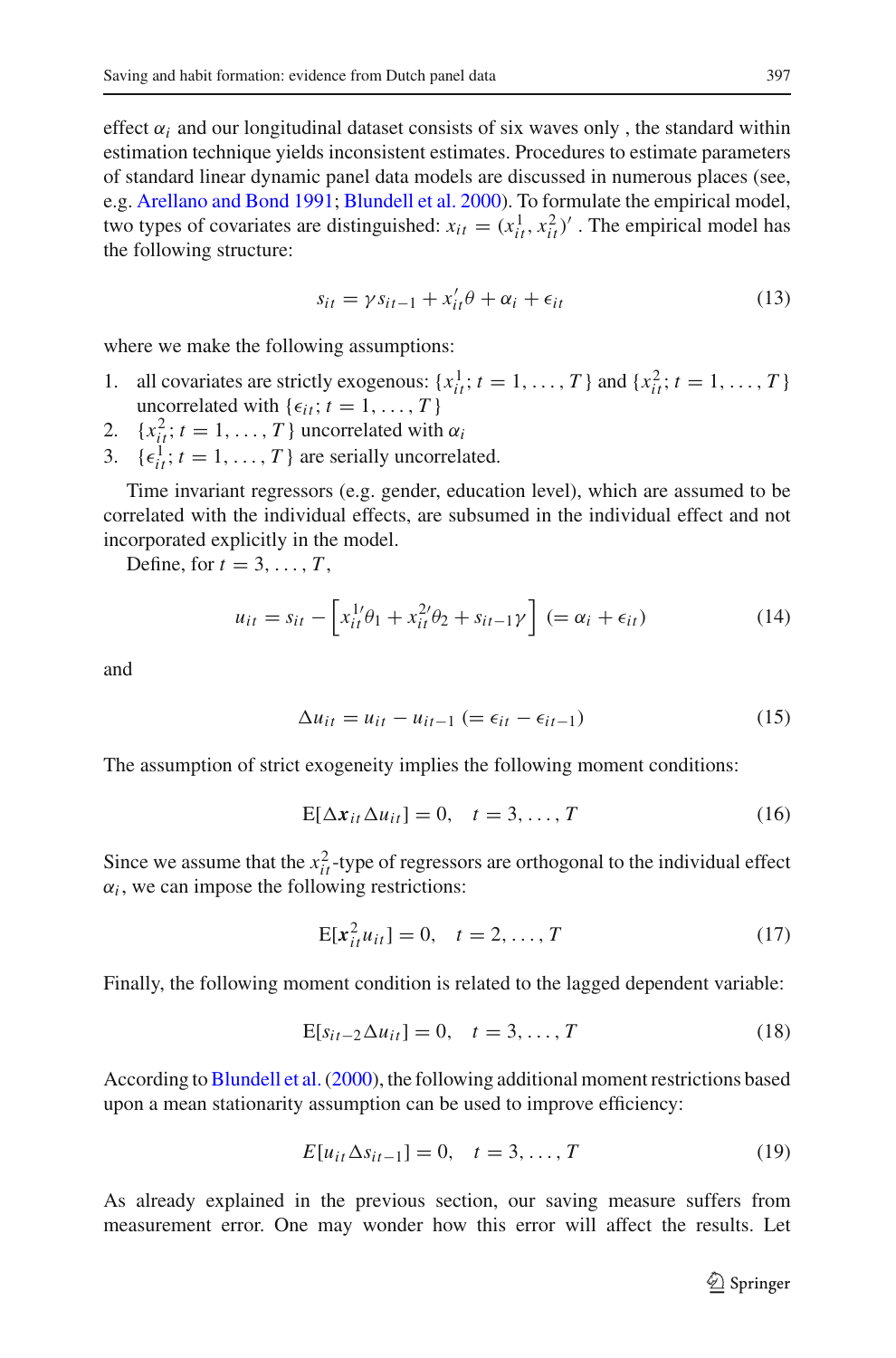effect $\alpha_i$ and our longitudinal dataset consists of six waves only , the standard within estimation technique yields inconsistent estimates. Procedures to estimate parameters of standard linear dynamic panel data models are discussed in numerous places (see, e.g. Arellano and Bond 1991; Blundell et al. 2000). To formulate the empirical model, two types of covariates are distinguished: $x_{it} = (x_{it}^1, x_{it}^2)'$ . The empirical model has the following structure:

$$s_{it} = \gamma s_{it-1} + x_{it}'\theta + \alpha_i + \epsilon_{it} \tag{13}$$

where we make the following assumptions:

1. all covariates are strictly exogenous: $\{x_{it}^1; t = 1, \ldots, T\}$ and $\{x_{it}^2; t = 1, \ldots, T\}$ uncorrelated with $\{\epsilon_{it}; t = 1, \ldots, T\}$
2. $\{x_{it}^2; t = 1, \ldots, T\}$ uncorrelated with $\alpha_i$
3. $\{\epsilon_{it}^1; t = 1, \ldots, T\}$ are serially uncorrelated.

Time invariant regressors (e.g. gender, education level), which are assumed to be correlated with the individual effects, are subsumed in the individual effect and not incorporated explicitly in the model.

Define, for $t = 3, \ldots, T$,

$$u_{it} = s_{it} - \left[x_{it}^{1\prime}\theta_1 + x_{it}^{2\prime}\theta_2 + s_{it-1}\gamma\right] \; (= \alpha_i + \epsilon_{it}) \tag{14}$$

and

$$\Delta u_{it} = u_{it} - u_{it-1} \; (= \epsilon_{it} - \epsilon_{it-1}) \tag{15}$$

The assumption of strict exogeneity implies the following moment conditions:

$$\mathrm{E}[\Delta \boldsymbol{x}_{it} \Delta u_{it}] = 0, \quad t = 3, \ldots, T \tag{16}$$

Since we assume that the $x_{it}^2$-type of regressors are orthogonal to the individual effect $\alpha_i$, we can impose the following restrictions:

$$\mathrm{E}[\boldsymbol{x}_{it}^2 u_{it}] = 0, \quad t = 2, \ldots, T \tag{17}$$

Finally, the following moment condition is related to the lagged dependent variable:

$$\mathrm{E}[s_{it-2} \Delta u_{it}] = 0, \quad t = 3, \ldots, T \tag{18}$$

According to Blundell et al. (2000), the following additional moment restrictions based upon a mean stationarity assumption can be used to improve efficiency:

$$E[u_{it} \Delta s_{it-1}] = 0, \quad t = 3, \ldots, T \tag{19}$$

As already explained in the previous section, our saving measure suffers from measurement error. One may wonder how this error will affect the results. Let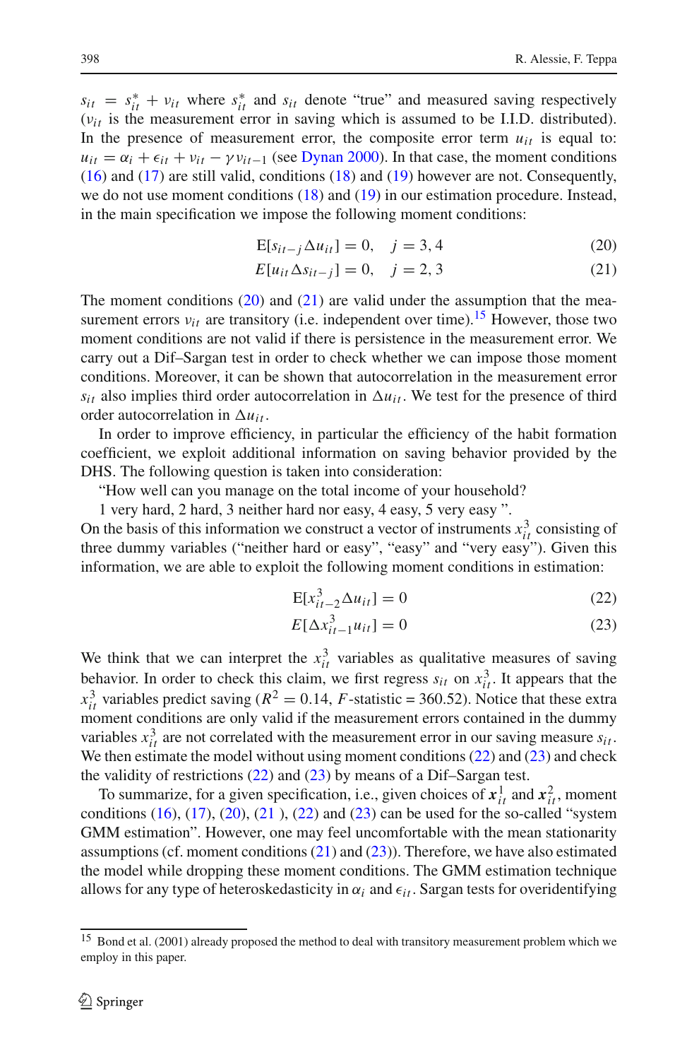$s_{it} = s^*_{it} + \nu_{it}$ where $s^*_{it}$ and $s_{it}$ denote "true" and measured saving respectively ($\nu_{it}$ is the measurement error in saving which is assumed to be I.I.D. distributed). In the presence of measurement error, the composite error term $u_{it}$ is equal to: $u_{it} = \alpha_i + \epsilon_{it} + \nu_{it} - \gamma\nu_{it-1}$ (see Dynan 2000). In that case, the moment conditions (16) and (17) are still valid, conditions (18) and (19) however are not. Consequently, we do not use moment conditions (18) and (19) in our estimation procedure. Instead, in the main specification we impose the following moment conditions:

$$\mathrm{E}[s_{it-j}\Delta u_{it}] = 0, \quad j = 3, 4 \tag{20}$$

$$E[u_{it}\Delta s_{it-j}] = 0, \quad j = 2, 3 \tag{21}$$

The moment conditions (20) and (21) are valid under the assumption that the measurement errors $\nu_{it}$ are transitory (i.e. independent over time).[15] However, those two moment conditions are not valid if there is persistence in the measurement error. We carry out a Dif–Sargan test in order to check whether we can impose those moment conditions. Moreover, it can be shown that autocorrelation in the measurement error $s_{it}$ also implies third order autocorrelation in $\Delta u_{it}$. We test for the presence of third order autocorrelation in $\Delta u_{it}$.

In order to improve efficiency, in particular the efficiency of the habit formation coefficient, we exploit additional information on saving behavior provided by the DHS. The following question is taken into consideration:

"How well can you manage on the total income of your household?

1 very hard, 2 hard, 3 neither hard nor easy, 4 easy, 5 very easy ".

On the basis of this information we construct a vector of instruments $x^3_{it}$ consisting of three dummy variables ("neither hard or easy", "easy" and "very easy"). Given this information, we are able to exploit the following moment conditions in estimation:

$$\mathrm{E}[x^3_{it-2}\Delta u_{it}] = 0 \tag{22}$$

$$E[\Delta x^3_{it-1}u_{it}] = 0 \tag{23}$$

We think that we can interpret the $x^3_{it}$ variables as qualitative measures of saving behavior. In order to check this claim, we first regress $s_{it}$ on $x^3_{it}$. It appears that the $x^3_{it}$ variables predict saving ($R^2 = 0.14$, $F$-statistic = 360.52). Notice that these extra moment conditions are only valid if the measurement errors contained in the dummy variables $x^3_{it}$ are not correlated with the measurement error in our saving measure $s_{it}$. We then estimate the model without using moment conditions (22) and (23) and check the validity of restrictions (22) and (23) by means of a Dif–Sargan test.

To summarize, for a given specification, i.e., given choices of $\boldsymbol{x}^1_{it}$ and $\boldsymbol{x}^2_{it}$, moment conditions (16), (17), (20), (21 ), (22) and (23) can be used for the so-called "system GMM estimation". However, one may feel uncomfortable with the mean stationarity assumptions (cf. moment conditions (21) and (23)). Therefore, we have also estimated the model while dropping these moment conditions. The GMM estimation technique allows for any type of heteroskedasticity in $\alpha_i$ and $\epsilon_{it}$. Sargan tests for overidentifying

[15] Bond et al. (2001) already proposed the method to deal with transitory measurement problem which we employ in this paper.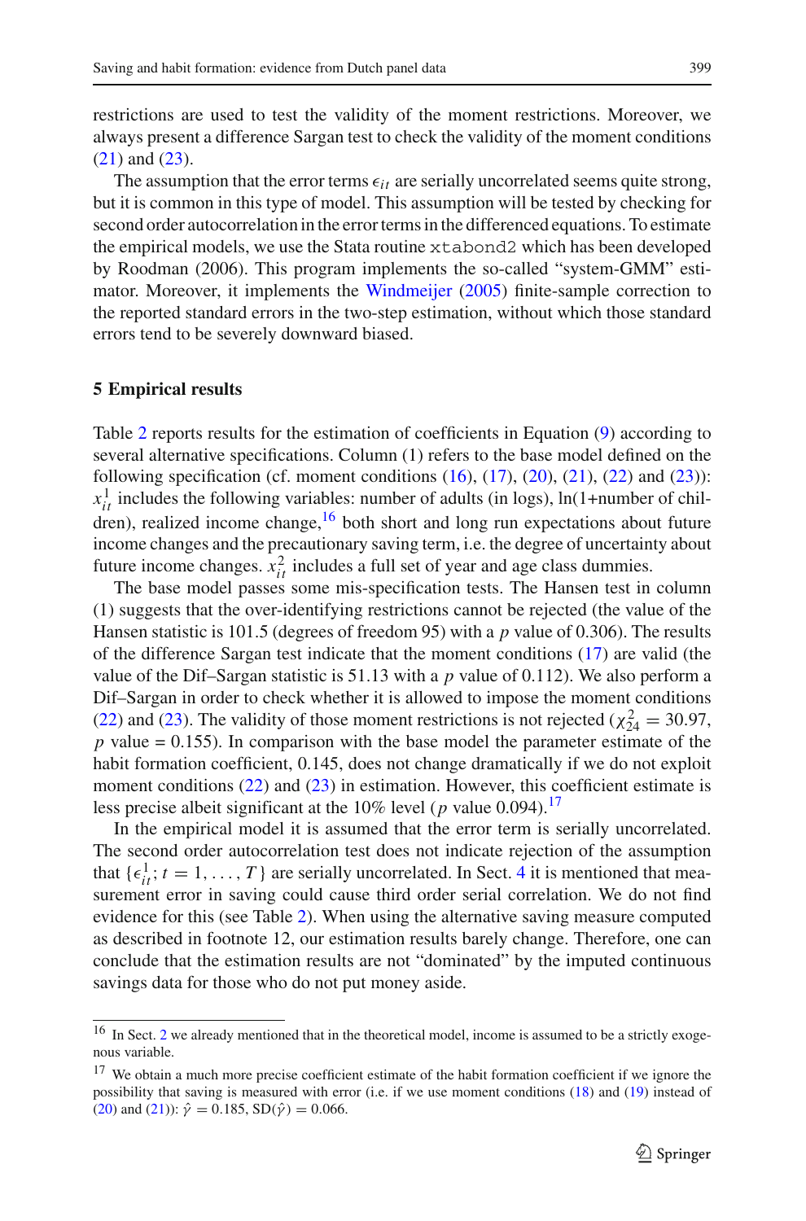restrictions are used to test the validity of the moment restrictions. Moreover, we always present a difference Sargan test to check the validity of the moment conditions (21) and (23).

The assumption that the error terms $\epsilon_{it}$ are serially uncorrelated seems quite strong, but it is common in this type of model. This assumption will be tested by checking for second order autocorrelation in the error terms in the differenced equations. To estimate the empirical models, we use the Stata routine `xtabond2` which has been developed by Roodman (2006). This program implements the so-called "system-GMM" estimator. Moreover, it implements the Windmeijer (2005) finite-sample correction to the reported standard errors in the two-step estimation, without which those standard errors tend to be severely downward biased.

## 5 Empirical results

Table 2 reports results for the estimation of coefficients in Equation (9) according to several alternative specifications. Column (1) refers to the base model defined on the following specification (cf. moment conditions (16), (17), (20), (21), (22) and (23)): $x^1_{it}$ includes the following variables: number of adults (in logs), ln(1+number of children), realized income change,[16] both short and long run expectations about future income changes and the precautionary saving term, i.e. the degree of uncertainty about future income changes. $x^2_{it}$ includes a full set of year and age class dummies.

The base model passes some mis-specification tests. The Hansen test in column (1) suggests that the over-identifying restrictions cannot be rejected (the value of the Hansen statistic is 101.5 (degrees of freedom 95) with a $p$ value of 0.306). The results of the difference Sargan test indicate that the moment conditions (17) are valid (the value of the Dif–Sargan statistic is 51.13 with a $p$ value of 0.112). We also perform a Dif–Sargan in order to check whether it is allowed to impose the moment conditions (22) and (23). The validity of those moment restrictions is not rejected ($\chi^2_{24} = 30.97$, $p$ value = 0.155). In comparison with the base model the parameter estimate of the habit formation coefficient, 0.145, does not change dramatically if we do not exploit moment conditions (22) and (23) in estimation. However, this coefficient estimate is less precise albeit significant at the 10% level ($p$ value 0.094).[17]

In the empirical model it is assumed that the error term is serially uncorrelated. The second order autocorrelation test does not indicate rejection of the assumption that $\{\epsilon^1_{it}; t = 1, \ldots, T\}$ are serially uncorrelated. In Sect. 4 it is mentioned that measurement error in saving could cause third order serial correlation. We do not find evidence for this (see Table 2). When using the alternative saving measure computed as described in footnote 12, our estimation results barely change. Therefore, one can conclude that the estimation results are not "dominated" by the imputed continuous savings data for those who do not put money aside.

---

[16] In Sect. 2 we already mentioned that in the theoretical model, income is assumed to be a strictly exogenous variable.

[17] We obtain a much more precise coefficient estimate of the habit formation coefficient if we ignore the possibility that saving is measured with error (i.e. if we use moment conditions (18) and (19) instead of (20) and (21)): $\hat{\gamma} = 0.185$, SD$(\hat{\gamma}) = 0.066$.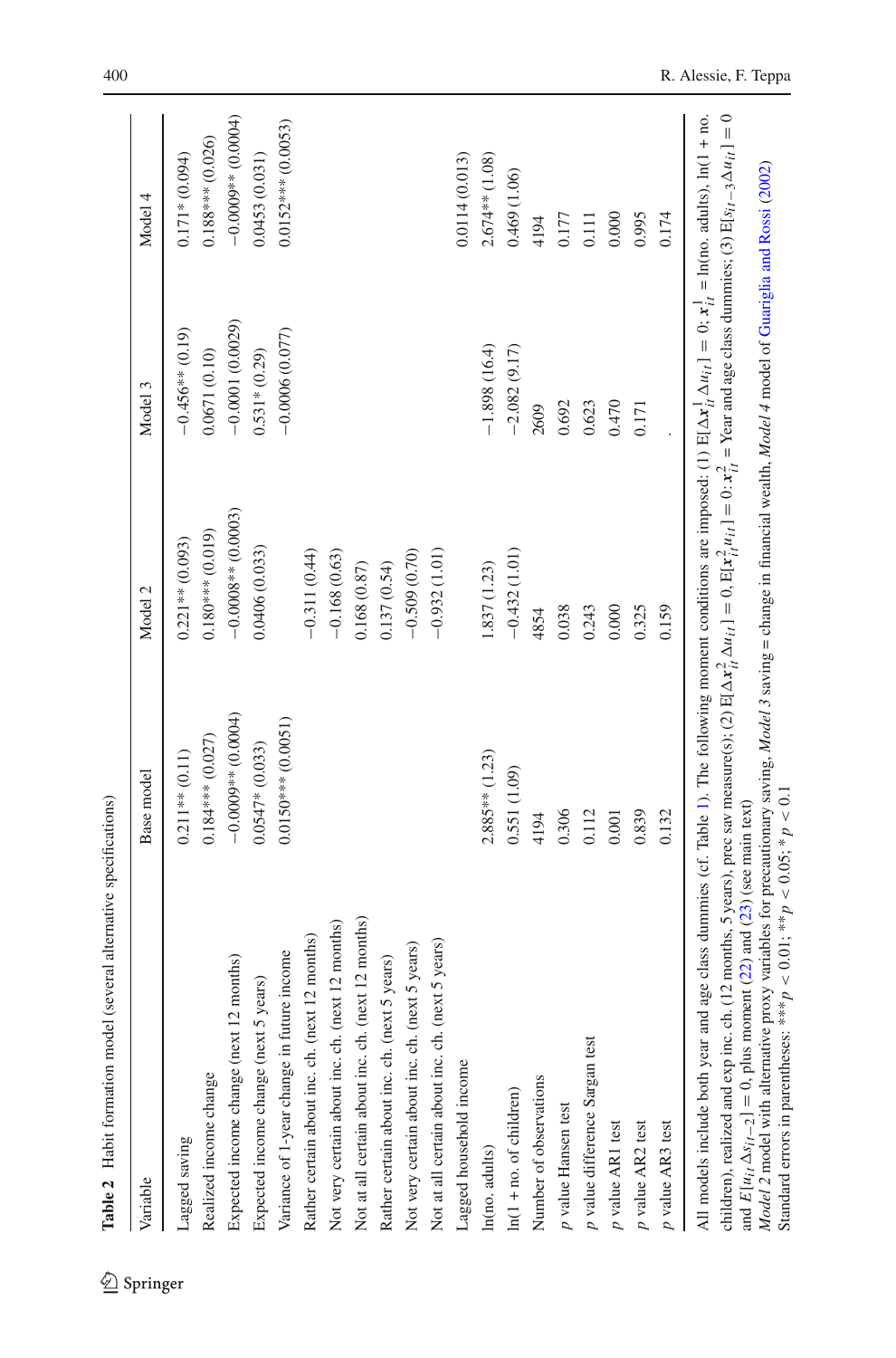**Table 2** Habit formation model (several alternative specifications)

| Variable | Base model | Model 2 | Model 3 | Model 4 |
|---|---|---|---|---|
| Lagged saving | 0.211** (0.11) | 0.221** (0.093) | −0.456** (0.19) | 0.171* (0.094) |
| Realized income change | 0.184*** (0.027) | 0.180*** (0.019) | 0.0671 (0.10) | 0.188*** (0.026) |
| Expected income change (next 12 months) | −0.0009** (0.0004) | −0.0008** (0.0003) | −0.0001 (0.0029) | −0.0009** (0.0004) |
| Expected income change (next 5 years) | 0.0547* (0.033) | 0.0406 (0.033) | 0.531* (0.29) | 0.0453 (0.031) |
| Variance of 1-year change in future income | 0.0150*** (0.0051) | | −0.0006 (0.077) | 0.0152*** (0.0053) |
| Rather certain about inc. ch. (next 12 months) | | −0.311 (0.44) | | |
| Not very certain about inc. ch. (next 12 months) | | −0.168 (0.63) | | |
| Not at all certain about inc. ch. (next 12 months) | | 0.168 (0.87) | | |
| Rather certain about inc. ch. (next 5 years) | | 0.137 (0.54) | | |
| Not very certain about inc. ch. (next 5 years) | | −0.509 (0.70) | | |
| Not at all certain about inc. ch. (next 5 years) | | −0.932 (1.01) | | |
| Lagged household income | | | | 0.0114 (0.013) |
| ln(no. adults) | 2.885** (1.23) | 1.837 (1.23) | −1.898 (16.4) | 2.674** (1.08) |
| ln(1 + no. of children) | 0.551 (1.09) | −0.432 (1.01) | −2.082 (9.17) | 0.469 (1.06) |
| Number of observations | 4194 | 4854 | 2609 | 4194 |
| *p* value Hansen test | 0.306 | 0.038 | 0.692 | 0.177 |
| *p* value difference Sargan test | 0.112 | 0.243 | 0.623 | 0.111 |
| *p* value AR1 test | 0.001 | 0.000 | 0.470 | 0.000 |
| *p* value AR2 test | 0.839 | 0.325 | 0.171 | 0.995 |
| *p* value AR3 test | 0.132 | 0.159 | . | 0.174 |

All models include both year and age class dummies (cf. Table 1). The following moment conditions are imposed: (1) $E[\Delta x_{it}^1 \Delta u_{it}] = 0$; $x_{it}^1 = \ln(\text{no. adults})$, $\ln(1 + \text{no. children})$, realized and exp inc. ch. (12 months, 5 years), prec sav measure(s); (2) $E[\Delta x_{it}^2 \Delta u_{it}] = 0$, $E[x_{it}^2 u_{it}] = 0$: $x_{it}^2$ = Year and age class dummies; (3) $E[s_{it-3} \Delta u_{it}] = 0$ and $E[u_{it} \Delta s_{it-2}] = 0$, plus moment (22) and (23) (see main text)

*Model 2* model with alternative proxy variables for precautionary saving, *Model 3* saving = change in financial wealth, *Model 4* model of Guariglia and Rossi (2002)

Standard errors in parentheses: *** $p < 0.01$; ** $p < 0.05$; * $p < 0.1$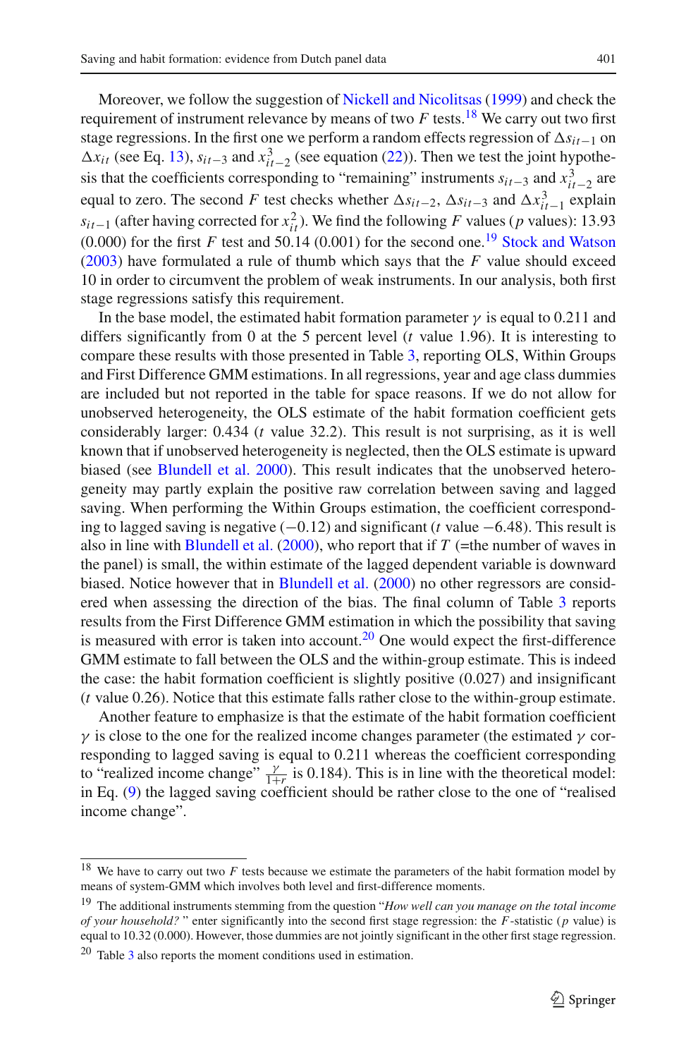Moreover, we follow the suggestion of Nickell and Nicolitsas (1999) and check the requirement of instrument relevance by means of two $F$ tests.[18] We carry out two first stage regressions. In the first one we perform a random effects regression of $\Delta s_{it-1}$ on $\Delta x_{it}$ (see Eq. 13), $s_{it-3}$ and $x^3_{it-2}$ (see equation (22)). Then we test the joint hypothesis that the coefficients corresponding to "remaining" instruments $s_{it-3}$ and $x^3_{it-2}$ are equal to zero. The second $F$ test checks whether $\Delta s_{it-2}$, $\Delta s_{it-3}$ and $\Delta x^3_{it-1}$ explain $s_{it-1}$ (after having corrected for $x^2_{it}$). We find the following $F$ values ($p$ values): 13.93 (0.000) for the first $F$ test and 50.14 (0.001) for the second one.[19] Stock and Watson (2003) have formulated a rule of thumb which says that the $F$ value should exceed 10 in order to circumvent the problem of weak instruments. In our analysis, both first stage regressions satisfy this requirement.

In the base model, the estimated habit formation parameter $\gamma$ is equal to 0.211 and differs significantly from 0 at the 5 percent level ($t$ value 1.96). It is interesting to compare these results with those presented in Table 3, reporting OLS, Within Groups and First Difference GMM estimations. In all regressions, year and age class dummies are included but not reported in the table for space reasons. If we do not allow for unobserved heterogeneity, the OLS estimate of the habit formation coefficient gets considerably larger: 0.434 ($t$ value 32.2). This result is not surprising, as it is well known that if unobserved heterogeneity is neglected, then the OLS estimate is upward biased (see Blundell et al. 2000). This result indicates that the unobserved heterogeneity may partly explain the positive raw correlation between saving and lagged saving. When performing the Within Groups estimation, the coefficient corresponding to lagged saving is negative (−0.12) and significant ($t$ value −6.48). This result is also in line with Blundell et al. (2000), who report that if $T$ (=the number of waves in the panel) is small, the within estimate of the lagged dependent variable is downward biased. Notice however that in Blundell et al. (2000) no other regressors are considered when assessing the direction of the bias. The final column of Table 3 reports results from the First Difference GMM estimation in which the possibility that saving is measured with error is taken into account.[20] One would expect the first-difference GMM estimate to fall between the OLS and the within-group estimate. This is indeed the case: the habit formation coefficient is slightly positive (0.027) and insignificant ($t$ value 0.26). Notice that this estimate falls rather close to the within-group estimate.

Another feature to emphasize is that the estimate of the habit formation coefficient $\gamma$ is close to the one for the realized income changes parameter (the estimated $\gamma$ corresponding to lagged saving is equal to 0.211 whereas the coefficient corresponding to "realized income change" $\frac{\gamma}{1+r}$ is 0.184). This is in line with the theoretical model: in Eq. (9) the lagged saving coefficient should be rather close to the one of "realised income change".

---

[18] We have to carry out two $F$ tests because we estimate the parameters of the habit formation model by means of system-GMM which involves both level and first-difference moments.

[19] The additional instruments stemming from the question "*How well can you manage on the total income of your household?*" enter significantly into the second first stage regression: the $F$-statistic ($p$ value) is equal to 10.32 (0.000). However, those dummies are not jointly significant in the other first stage regression.

[20] Table 3 also reports the moment conditions used in estimation.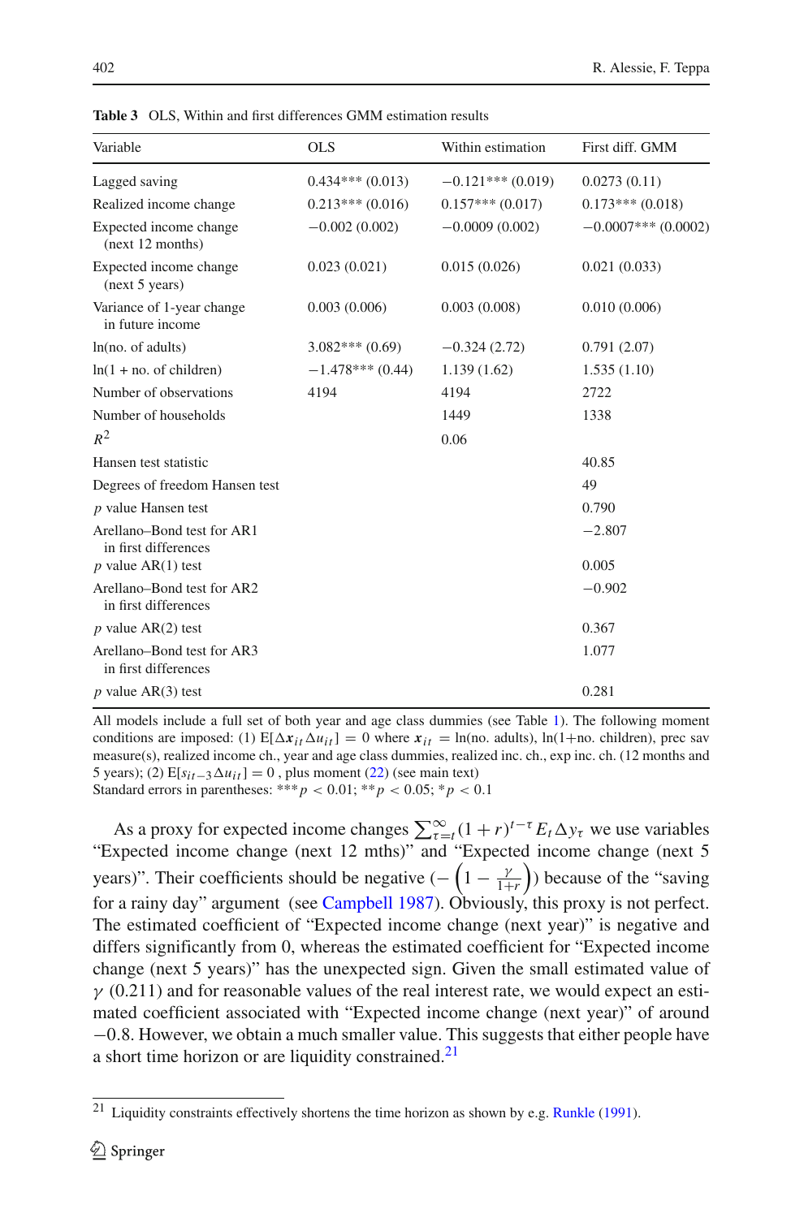**Table 3** OLS, Within and first differences GMM estimation results

| Variable | OLS | Within estimation | First diff. GMM |
|---|---|---|---|
| Lagged saving | 0.434*** (0.013) | −0.121*** (0.019) | 0.0273 (0.11) |
| Realized income change | 0.213*** (0.016) | 0.157*** (0.017) | 0.173*** (0.018) |
| Expected income change (next 12 months) | −0.002 (0.002) | −0.0009 (0.002) | −0.0007*** (0.0002) |
| Expected income change (next 5 years) | 0.023 (0.021) | 0.015 (0.026) | 0.021 (0.033) |
| Variance of 1-year change in future income | 0.003 (0.006) | 0.003 (0.008) | 0.010 (0.006) |
| ln(no. of adults) | 3.082*** (0.69) | −0.324 (2.72) | 0.791 (2.07) |
| ln(1 + no. of children) | −1.478*** (0.44) | 1.139 (1.62) | 1.535 (1.10) |
| Number of observations | 4194 | 4194 | 2722 |
| Number of households | | 1449 | 1338 |
| $R^2$ | | 0.06 | |
| Hansen test statistic | | | 40.85 |
| Degrees of freedom Hansen test | | | 49 |
| $p$ value Hansen test | | | 0.790 |
| Arellano–Bond test for AR1 in first differences | | | −2.807 |
| $p$ value AR(1) test | | | 0.005 |
| Arellano–Bond test for AR2 in first differences | | | −0.902 |
| $p$ value AR(2) test | | | 0.367 |
| Arellano–Bond test for AR3 in first differences | | | 1.077 |
| $p$ value AR(3) test | | | 0.281 |

All models include a full set of both year and age class dummies (see Table 1). The following moment conditions are imposed: (1) $E[\Delta \boldsymbol{x}_{it} \Delta u_{it}] = 0$ where $\boldsymbol{x}_{it} = \ln(\text{no. adults}), \ln(1{+}\text{no. children})$, prec sav measure(s), realized income ch., year and age class dummies, realized inc. ch., exp inc. ch. (12 months and 5 years); (2) $E[s_{it-3} \Delta u_{it}] = 0$ , plus moment (22) (see main text)
Standard errors in parentheses: $^{***}p < 0.01$; $^{**}p < 0.05$; $^{*}p < 0.1$

As a proxy for expected income changes $\sum_{\tau=t}^{\infty}(1+r)^{t-\tau} E_t \Delta y_\tau$ we use variables "Expected income change (next 12 mths)" and "Expected income change (next 5 years)". Their coefficients should be negative $(-\left(1-\frac{\gamma}{1+r}\right))$ because of the "saving for a rainy day" argument (see Campbell 1987). Obviously, this proxy is not perfect. The estimated coefficient of "Expected income change (next year)" is negative and differs significantly from 0, whereas the estimated coefficient for "Expected income change (next 5 years)" has the unexpected sign. Given the small estimated value of $\gamma$ (0.211) and for reasonable values of the real interest rate, we would expect an estimated coefficient associated with "Expected income change (next year)" of around −0.8. However, we obtain a much smaller value. This suggests that either people have a short time horizon or are liquidity constrained.[21]

[21] Liquidity constraints effectively shortens the time horizon as shown by e.g. Runkle (1991).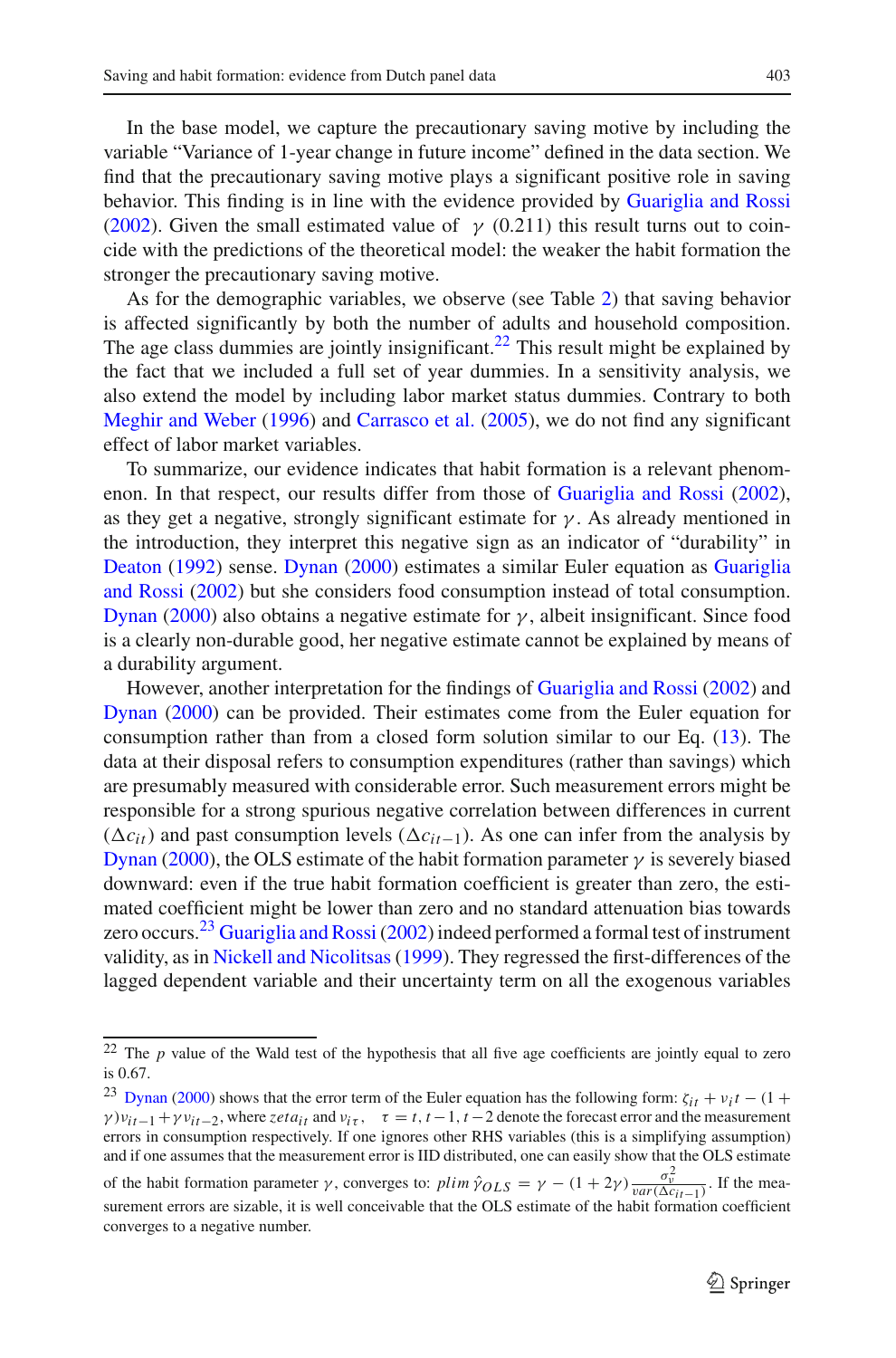In the base model, we capture the precautionary saving motive by including the variable "Variance of 1-year change in future income" defined in the data section. We find that the precautionary saving motive plays a significant positive role in saving behavior. This finding is in line with the evidence provided by Guariglia and Rossi (2002). Given the small estimated value of $\gamma$ (0.211) this result turns out to coincide with the predictions of the theoretical model: the weaker the habit formation the stronger the precautionary saving motive.

As for the demographic variables, we observe (see Table 2) that saving behavior is affected significantly by both the number of adults and household composition. The age class dummies are jointly insignificant.[22] This result might be explained by the fact that we included a full set of year dummies. In a sensitivity analysis, we also extend the model by including labor market status dummies. Contrary to both Meghir and Weber (1996) and Carrasco et al. (2005), we do not find any significant effect of labor market variables.

To summarize, our evidence indicates that habit formation is a relevant phenomenon. In that respect, our results differ from those of Guariglia and Rossi (2002), as they get a negative, strongly significant estimate for $\gamma$. As already mentioned in the introduction, they interpret this negative sign as an indicator of "durability" in Deaton (1992) sense. Dynan (2000) estimates a similar Euler equation as Guariglia and Rossi (2002) but she considers food consumption instead of total consumption. Dynan (2000) also obtains a negative estimate for $\gamma$, albeit insignificant. Since food is a clearly non-durable good, her negative estimate cannot be explained by means of a durability argument.

However, another interpretation for the findings of Guariglia and Rossi (2002) and Dynan (2000) can be provided. Their estimates come from the Euler equation for consumption rather than from a closed form solution similar to our Eq. (13). The data at their disposal refers to consumption expenditures (rather than savings) which are presumably measured with considerable error. Such measurement errors might be responsible for a strong spurious negative correlation between differences in current ($\Delta c_{it}$) and past consumption levels ($\Delta c_{it-1}$). As one can infer from the analysis by Dynan (2000), the OLS estimate of the habit formation parameter $\gamma$ is severely biased downward: even if the true habit formation coefficient is greater than zero, the estimated coefficient might be lower than zero and no standard attenuation bias towards zero occurs.[23] Guariglia and Rossi (2002) indeed performed a formal test of instrument validity, as in Nickell and Nicolitsas (1999). They regressed the first-differences of the lagged dependent variable and their uncertainty term on all the exogenous variables

---

[22] The $p$ value of the Wald test of the hypothesis that all five age coefficients are jointly equal to zero is 0.67.

[23] Dynan (2000) shows that the error term of the Euler equation has the following form: $\zeta_{it} + \nu_i t - (1 + \gamma)\nu_{it-1} + \gamma\nu_{it-2}$, where $zeta_{it}$ and $\nu_{i\tau}$, $\tau = t, t-1, t-2$ denote the forecast error and the measurement errors in consumption respectively. If one ignores other RHS variables (this is a simplifying assumption) and if one assumes that the measurement error is IID distributed, one can easily show that the OLS estimate of the habit formation parameter $\gamma$, converges to: $plim\, \hat{\gamma}_{OLS} = \gamma - (1 + 2\gamma)\frac{\sigma_\nu^2}{var(\Delta c_{it-1})}$. If the measurement errors are sizable, it is well conceivable that the OLS estimate of the habit formation coefficient converges to a negative number.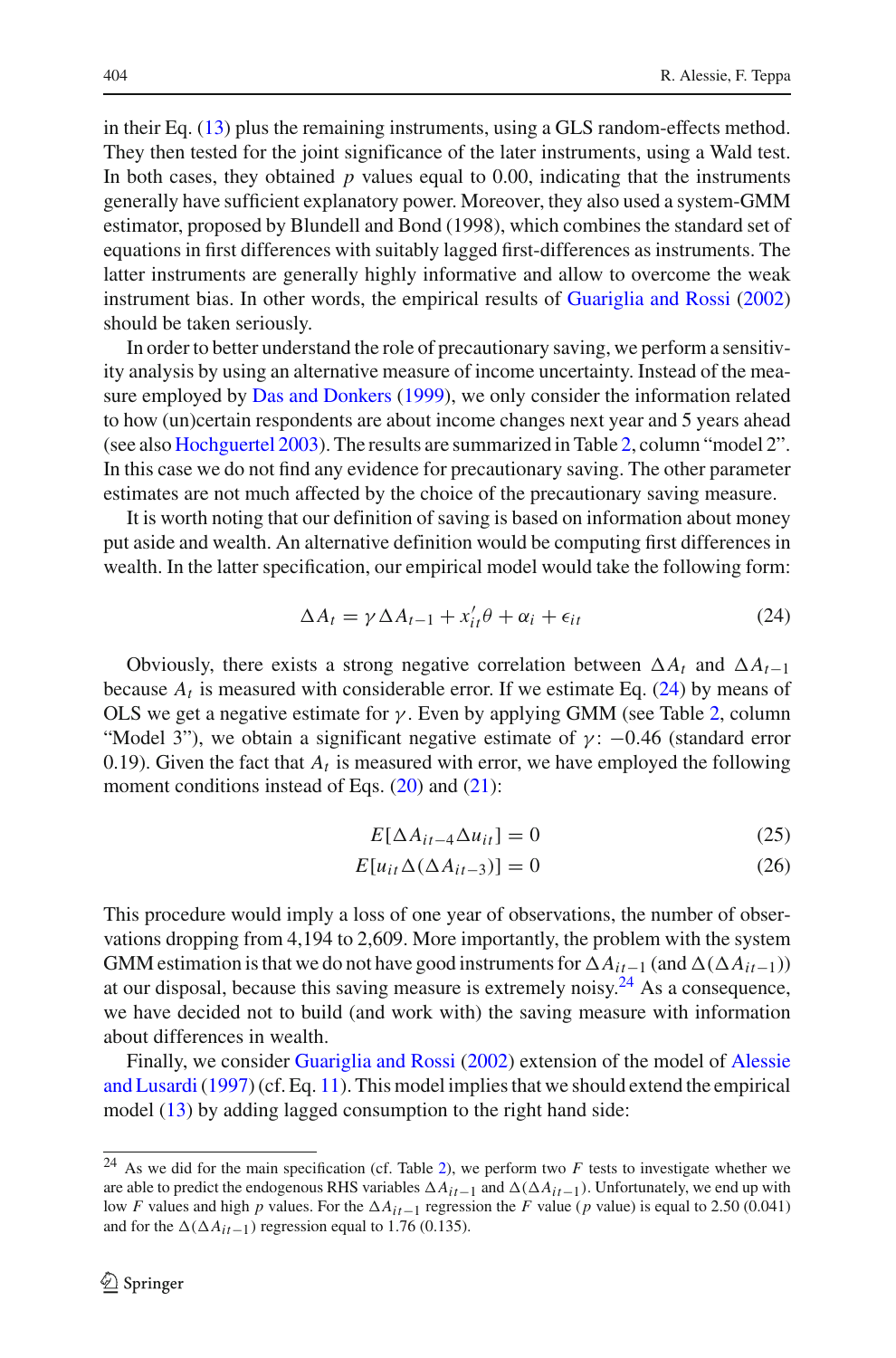in their Eq. (13) plus the remaining instruments, using a GLS random-effects method. They then tested for the joint significance of the later instruments, using a Wald test. In both cases, they obtained $p$ values equal to 0.00, indicating that the instruments generally have sufficient explanatory power. Moreover, they also used a system-GMM estimator, proposed by Blundell and Bond (1998), which combines the standard set of equations in first differences with suitably lagged first-differences as instruments. The latter instruments are generally highly informative and allow to overcome the weak instrument bias. In other words, the empirical results of Guariglia and Rossi (2002) should be taken seriously.

In order to better understand the role of precautionary saving, we perform a sensitivity analysis by using an alternative measure of income uncertainty. Instead of the measure employed by Das and Donkers (1999), we only consider the information related to how (un)certain respondents are about income changes next year and 5 years ahead (see also Hochguertel 2003). The results are summarized in Table 2, column "model 2". In this case we do not find any evidence for precautionary saving. The other parameter estimates are not much affected by the choice of the precautionary saving measure.

It is worth noting that our definition of saving is based on information about money put aside and wealth. An alternative definition would be computing first differences in wealth. In the latter specification, our empirical model would take the following form:

$$\Delta A_t = \gamma \Delta A_{t-1} + x_{it}'\theta + \alpha_i + \epsilon_{it} \tag{24}$$

Obviously, there exists a strong negative correlation between $\Delta A_t$ and $\Delta A_{t-1}$ because $A_t$ is measured with considerable error. If we estimate Eq. (24) by means of OLS we get a negative estimate for $\gamma$. Even by applying GMM (see Table 2, column "Model 3"), we obtain a significant negative estimate of $\gamma$: $-0.46$ (standard error 0.19). Given the fact that $A_t$ is measured with error, we have employed the following moment conditions instead of Eqs. (20) and (21):

$$E[\Delta A_{it-4} \Delta u_{it}] = 0 \tag{25}$$

$$E[u_{it} \Delta(\Delta A_{it-3})] = 0 \tag{26}$$

This procedure would imply a loss of one year of observations, the number of observations dropping from 4,194 to 2,609. More importantly, the problem with the system GMM estimation is that we do not have good instruments for $\Delta A_{it-1}$ (and $\Delta(\Delta A_{it-1})$) at our disposal, because this saving measure is extremely noisy.[24] As a consequence, we have decided not to build (and work with) the saving measure with information about differences in wealth.

Finally, we consider Guariglia and Rossi (2002) extension of the model of Alessie and Lusardi (1997) (cf. Eq. 11). This model implies that we should extend the empirical model (13) by adding lagged consumption to the right hand side:

[24] As we did for the main specification (cf. Table 2), we perform two $F$ tests to investigate whether we are able to predict the endogenous RHS variables $\Delta A_{it-1}$ and $\Delta(\Delta A_{it-1})$. Unfortunately, we end up with low $F$ values and high $p$ values. For the $\Delta A_{it-1}$ regression the $F$ value ($p$ value) is equal to 2.50 (0.041) and for the $\Delta(\Delta A_{it-1})$ regression equal to 1.76 (0.135).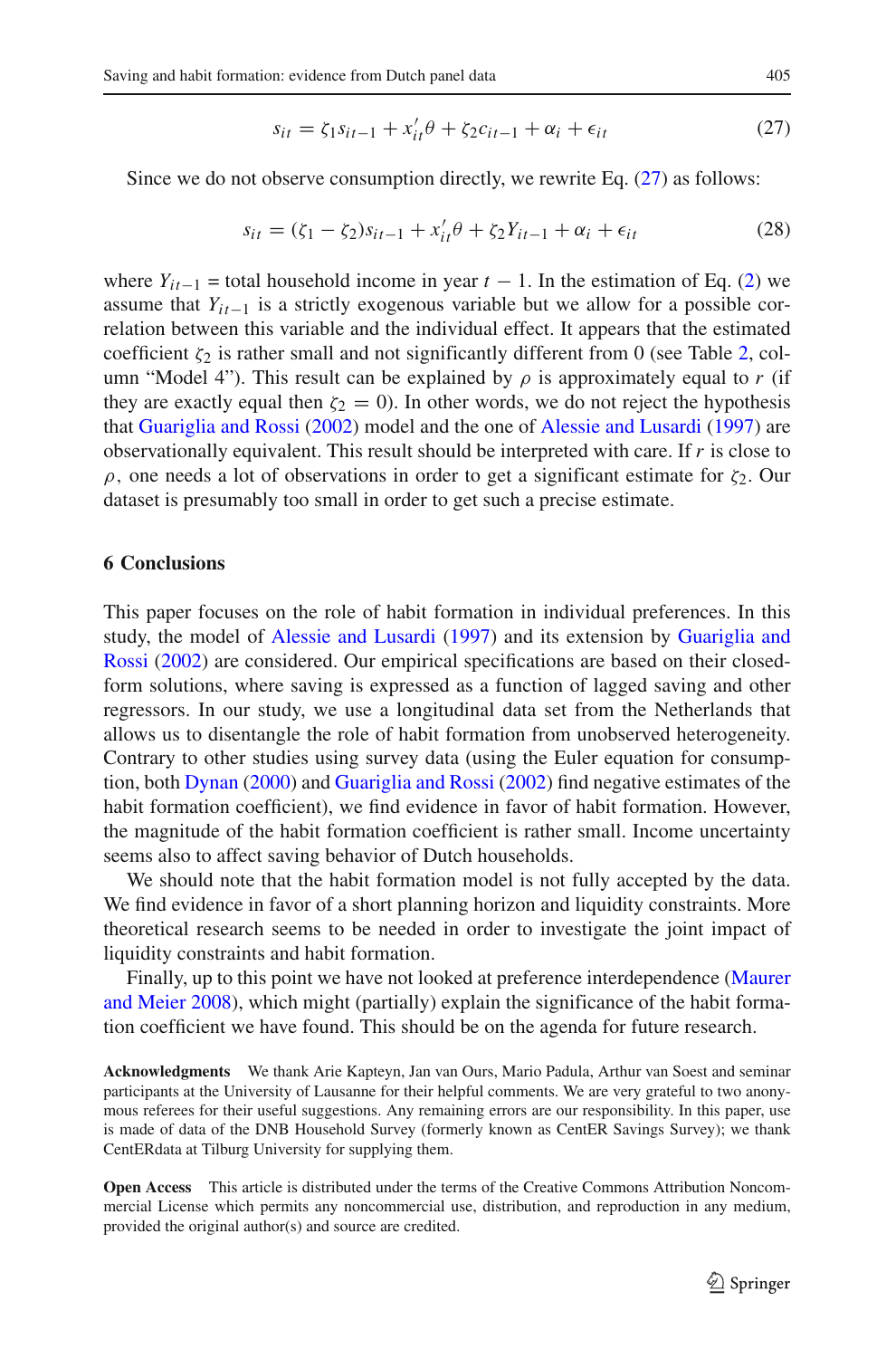$$s_{it} = \zeta_1 s_{it-1} + x'_{it}\theta + \zeta_2 c_{it-1} + \alpha_i + \epsilon_{it} \tag{27}$$

Since we do not observe consumption directly, we rewrite Eq. (27) as follows:

$$s_{it} = (\zeta_1 - \zeta_2)s_{it-1} + x'_{it}\theta + \zeta_2 Y_{it-1} + \alpha_i + \epsilon_{it} \tag{28}$$

where $Y_{it-1}$ = total household income in year $t-1$. In the estimation of Eq. (2) we assume that $Y_{it-1}$ is a strictly exogenous variable but we allow for a possible correlation between this variable and the individual effect. It appears that the estimated coefficient $\zeta_2$ is rather small and not significantly different from 0 (see Table 2, column "Model 4"). This result can be explained by $\rho$ is approximately equal to $r$ (if they are exactly equal then $\zeta_2 = 0$). In other words, we do not reject the hypothesis that Guariglia and Rossi (2002) model and the one of Alessie and Lusardi (1997) are observationally equivalent. This result should be interpreted with care. If $r$ is close to $\rho$, one needs a lot of observations in order to get a significant estimate for $\zeta_2$. Our dataset is presumably too small in order to get such a precise estimate.

## 6 Conclusions

This paper focuses on the role of habit formation in individual preferences. In this study, the model of Alessie and Lusardi (1997) and its extension by Guariglia and Rossi (2002) are considered. Our empirical specifications are based on their closed-form solutions, where saving is expressed as a function of lagged saving and other regressors. In our study, we use a longitudinal data set from the Netherlands that allows us to disentangle the role of habit formation from unobserved heterogeneity. Contrary to other studies using survey data (using the Euler equation for consumption, both Dynan (2000) and Guariglia and Rossi (2002) find negative estimates of the habit formation coefficient), we find evidence in favor of habit formation. However, the magnitude of the habit formation coefficient is rather small. Income uncertainty seems also to affect saving behavior of Dutch households.

We should note that the habit formation model is not fully accepted by the data. We find evidence in favor of a short planning horizon and liquidity constraints. More theoretical research seems to be needed in order to investigate the joint impact of liquidity constraints and habit formation.

Finally, up to this point we have not looked at preference interdependence (Maurer and Meier 2008), which might (partially) explain the significance of the habit formation coefficient we have found. This should be on the agenda for future research.

**Acknowledgments** We thank Arie Kapteyn, Jan van Ours, Mario Padula, Arthur van Soest and seminar participants at the University of Lausanne for their helpful comments. We are very grateful to two anonymous referees for their useful suggestions. Any remaining errors are our responsibility. In this paper, use is made of data of the DNB Household Survey (formerly known as CentER Savings Survey); we thank CentERdata at Tilburg University for supplying them.

**Open Access** This article is distributed under the terms of the Creative Commons Attribution Noncommercial License which permits any noncommercial use, distribution, and reproduction in any medium, provided the original author(s) and source are credited.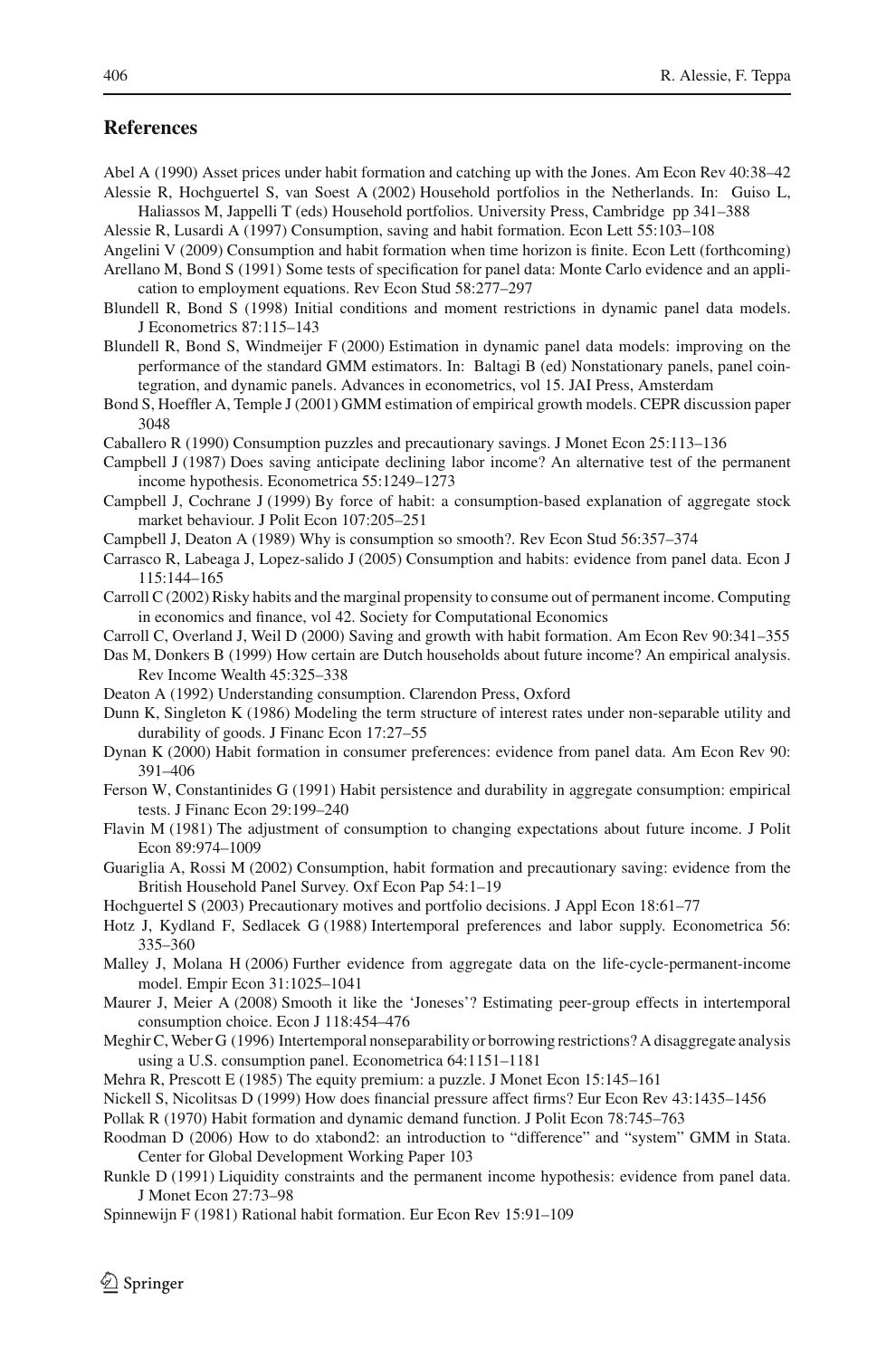## References

Abel A (1990) Asset prices under habit formation and catching up with the Jones. Am Econ Rev 40:38–42

Alessie R, Hochguertel S, van Soest A (2002) Household portfolios in the Netherlands. In: Guiso L, Haliassos M, Jappelli T (eds) Household portfolios. University Press, Cambridge pp 341–388

Alessie R, Lusardi A (1997) Consumption, saving and habit formation. Econ Lett 55:103–108

Angelini V (2009) Consumption and habit formation when time horizon is finite. Econ Lett (forthcoming)

Arellano M, Bond S (1991) Some tests of specification for panel data: Monte Carlo evidence and an application to employment equations. Rev Econ Stud 58:277–297

Blundell R, Bond S (1998) Initial conditions and moment restrictions in dynamic panel data models. J Econometrics 87:115–143

Blundell R, Bond S, Windmeijer F (2000) Estimation in dynamic panel data models: improving on the performance of the standard GMM estimators. In: Baltagi B (ed) Nonstationary panels, panel cointegration, and dynamic panels. Advances in econometrics, vol 15. JAI Press, Amsterdam

Bond S, Hoeffler A, Temple J (2001) GMM estimation of empirical growth models. CEPR discussion paper 3048

Caballero R (1990) Consumption puzzles and precautionary savings. J Monet Econ 25:113–136

Campbell J (1987) Does saving anticipate declining labor income? An alternative test of the permanent income hypothesis. Econometrica 55:1249–1273

Campbell J, Cochrane J (1999) By force of habit: a consumption-based explanation of aggregate stock market behaviour. J Polit Econ 107:205–251

Campbell J, Deaton A (1989) Why is consumption so smooth?. Rev Econ Stud 56:357–374

Carrasco R, Labeaga J, Lopez-salido J (2005) Consumption and habits: evidence from panel data. Econ J 115:144–165

Carroll C (2002) Risky habits and the marginal propensity to consume out of permanent income. Computing in economics and finance, vol 42. Society for Computational Economics

Carroll C, Overland J, Weil D (2000) Saving and growth with habit formation. Am Econ Rev 90:341–355

Das M, Donkers B (1999) How certain are Dutch households about future income? An empirical analysis. Rev Income Wealth 45:325–338

Deaton A (1992) Understanding consumption. Clarendon Press, Oxford

Dunn K, Singleton K (1986) Modeling the term structure of interest rates under non-separable utility and durability of goods. J Financ Econ 17:27–55

Dynan K (2000) Habit formation in consumer preferences: evidence from panel data. Am Econ Rev 90: 391–406

Ferson W, Constantinides G (1991) Habit persistence and durability in aggregate consumption: empirical tests. J Financ Econ 29:199–240

Flavin M (1981) The adjustment of consumption to changing expectations about future income. J Polit Econ 89:974–1009

Guariglia A, Rossi M (2002) Consumption, habit formation and precautionary saving: evidence from the British Household Panel Survey. Oxf Econ Pap 54:1–19

Hochguertel S (2003) Precautionary motives and portfolio decisions. J Appl Econ 18:61–77

Hotz J, Kydland F, Sedlacek G (1988) Intertemporal preferences and labor supply. Econometrica 56: 335–360

Malley J, Molana H (2006) Further evidence from aggregate data on the life-cycle-permanent-income model. Empir Econ 31:1025–1041

Maurer J, Meier A (2008) Smooth it like the 'Joneses'? Estimating peer-group effects in intertemporal consumption choice. Econ J 118:454–476

Meghir C, Weber G (1996) Intertemporal nonseparability or borrowing restrictions? A disaggregate analysis using a U.S. consumption panel. Econometrica 64:1151–1181

Mehra R, Prescott E (1985) The equity premium: a puzzle. J Monet Econ 15:145–161

Nickell S, Nicolitsas D (1999) How does financial pressure affect firms? Eur Econ Rev 43:1435–1456

Pollak R (1970) Habit formation and dynamic demand function. J Polit Econ 78:745–763

Roodman D (2006) How to do xtabond2: an introduction to "difference" and "system" GMM in Stata. Center for Global Development Working Paper 103

Runkle D (1991) Liquidity constraints and the permanent income hypothesis: evidence from panel data. J Monet Econ 27:73–98

Spinnewijn F (1981) Rational habit formation. Eur Econ Rev 15:91–109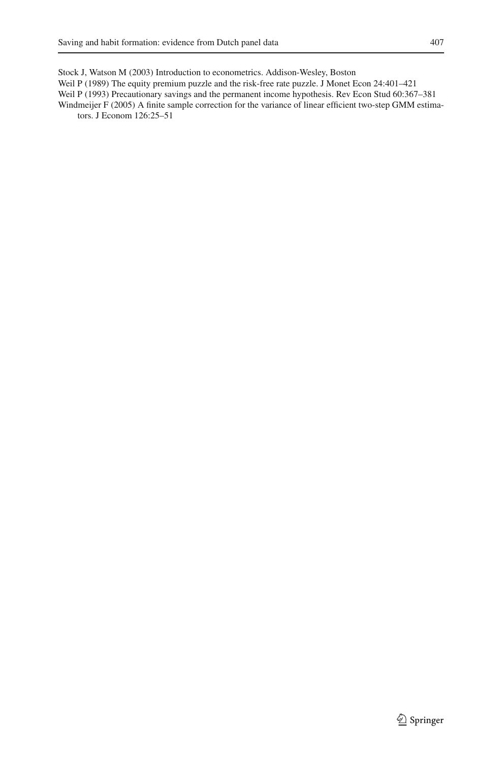Stock J, Watson M (2003) Introduction to econometrics. Addison-Wesley, Boston

Weil P (1989) The equity premium puzzle and the risk-free rate puzzle. J Monet Econ 24:401–421

Weil P (1993) Precautionary savings and the permanent income hypothesis. Rev Econ Stud 60:367–381

Windmeijer F (2005) A finite sample correction for the variance of linear efficient two-step GMM estimators. J Econom 126:25–51